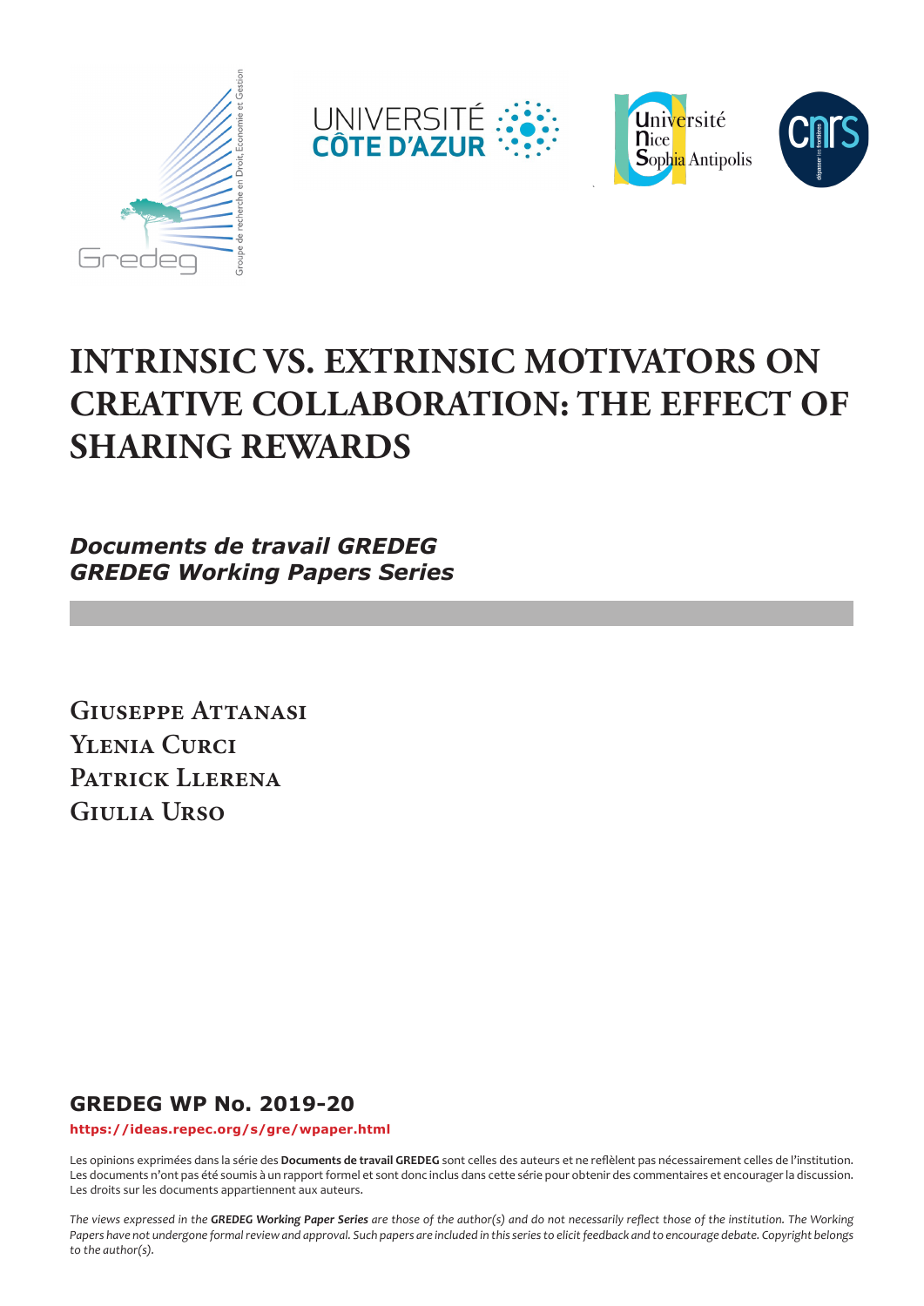# INTRINSIC VS. EXTRINSIC MOTIVATORS ON CREATIVE COLLABORATION: THE EFFECT OF SHARING REWARDS

***Documents de travail GREDEG***
***GREDEG Working Papers Series***

**Giuseppe Attanasi**
**Ylenia Curci**
**Patrick Llerena**
**Giulia Urso**

## GREDEG WP No. 2019-20

**https://ideas.repec.org/s/gre/wpaper.html**

Les opinions exprimées dans la série des **Documents de travail GREDEG** sont celles des auteurs et ne reflèlent pas nécessairement celles de l'institution. Les documents n'ont pas été soumis à un rapport formel et sont donc inclus dans cette série pour obtenir des commentaires et encourager la discussion. Les droits sur les documents appartiennent aux auteurs.

*The views expressed in the **GREDEG Working Paper Series** are those of the author(s) and do not necessarily reflect those of the institution. The Working Papers have not undergone formal review and approval. Such papers are included in this series to elicit feedback and to encourage debate. Copyright belongs to the author(s).*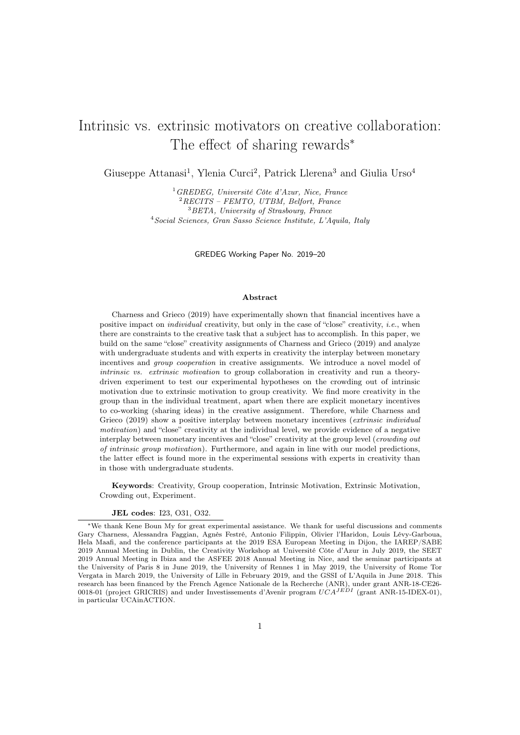# Intrinsic vs. extrinsic motivators on creative collaboration: The effect of sharing rewards*

Giuseppe Attanasi[1], Ylenia Curci[2], Patrick Llerena[3] and Giulia Urso[4]

[1] *GREDEG, Université Côte d'Azur, Nice, France*
[2] *RECITS – FEMTO, UTBM, Belfort, France*
[3] *BETA, University of Strasbourg, France*
[4] *Social Sciences, Gran Sasso Science Institute, L'Aquila, Italy*

GREDEG Working Paper No. 2019–20

### Abstract

Charness and Grieco (2019) have experimentally shown that financial incentives have a positive impact on *individual* creativity, but only in the case of "close" creativity, *i.e.*, when there are constraints to the creative task that a subject has to accomplish. In this paper, we build on the same "close" creativity assignments of Charness and Grieco (2019) and analyze with undergraduate students and with experts in creativity the interplay between monetary incentives and *group cooperation* in creative assignments. We introduce a novel model of *intrinsic vs. extrinsic motivation* to group collaboration in creativity and run a theory-driven experiment to test our experimental hypotheses on the crowding out of intrinsic motivation due to extrinsic motivation to group creativity. We find more creativity in the group than in the individual treatment, apart when there are explicit monetary incentives to co-working (sharing ideas) in the creative assignment. Therefore, while Charness and Grieco (2019) show a positive interplay between monetary incentives (*extrinsic individual motivation*) and "close" creativity at the individual level, we provide evidence of a negative interplay between monetary incentives and "close" creativity at the group level (*crowding out of intrinsic group motivation*). Furthermore, and again in line with our model predictions, the latter effect is found more in the experimental sessions with experts in creativity than in those with undergraduate students.

**Keywords**: Creativity, Group cooperation, Intrinsic Motivation, Extrinsic Motivation, Crowding out, Experiment.

**JEL codes**: I23, O31, O32.

---

*We thank Kene Boun My for great experimental assistance. We thank for useful discussions and comments Gary Charness, Alessandra Faggian, Agnès Festré, Antonio Filippin, Olivier l'Haridon, Louis Lévy-Garboua, Hela Maafi, and the conference participants at the 2019 ESA European Meeting in Dijon, the IAREP/SABE 2019 Annual Meeting in Dublin, the Creativity Workshop at Université Côte d'Azur in July 2019, the SEET 2019 Annual Meeting in Ibiza and the ASFEE 2018 Annual Meeting in Nice, and the seminar participants at the University of Paris 8 in June 2019, the University of Rennes 1 in May 2019, the University of Rome Tor Vergata in March 2019, the University of Lille in February 2019, and the GSSI of L'Aquila in June 2018. This research has been financed by the French Agence Nationale de la Recherche (ANR), under grant ANR-18-CE26-0018-01 (project GRICRIS) and under Investissements d'Avenir program $UCA^{JEDI}$ (grant ANR-15-IDEX-01), in particular UCAinACTION.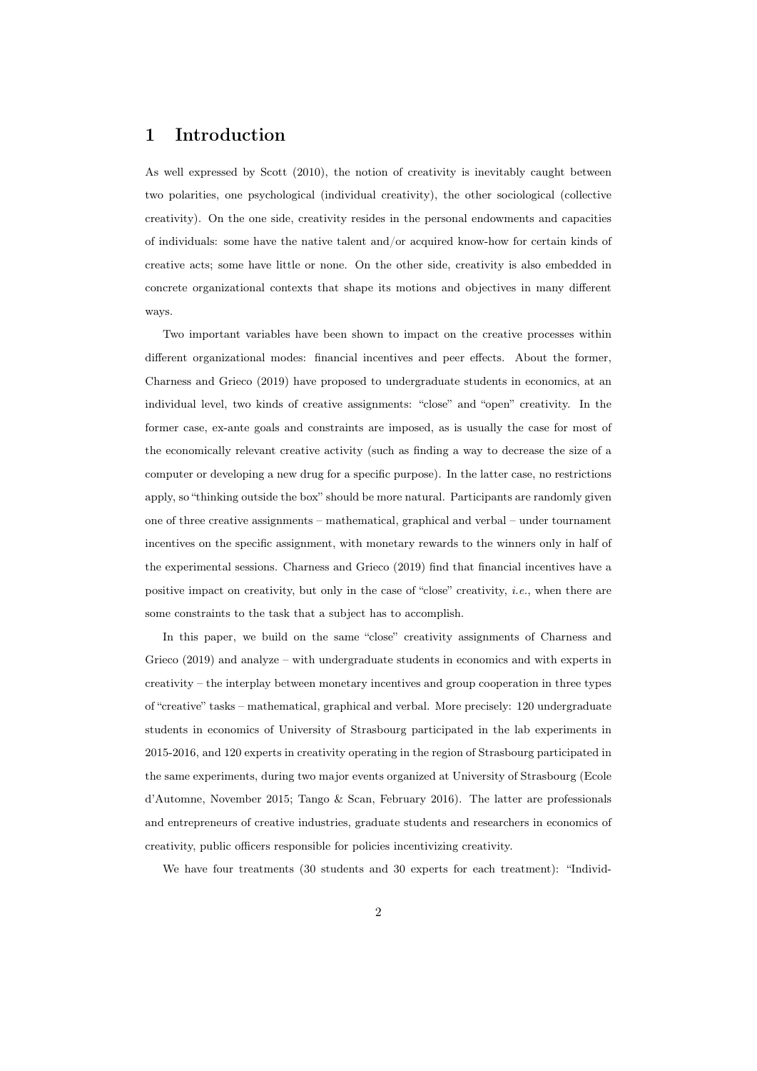# 1 Introduction

As well expressed by Scott (2010), the notion of creativity is inevitably caught between two polarities, one psychological (individual creativity), the other sociological (collective creativity). On the one side, creativity resides in the personal endowments and capacities of individuals: some have the native talent and/or acquired know-how for certain kinds of creative acts; some have little or none. On the other side, creativity is also embedded in concrete organizational contexts that shape its motions and objectives in many different ways.

Two important variables have been shown to impact on the creative processes within different organizational modes: financial incentives and peer effects. About the former, Charness and Grieco (2019) have proposed to undergraduate students in economics, at an individual level, two kinds of creative assignments: "close" and "open" creativity. In the former case, ex-ante goals and constraints are imposed, as is usually the case for most of the economically relevant creative activity (such as finding a way to decrease the size of a computer or developing a new drug for a specific purpose). In the latter case, no restrictions apply, so "thinking outside the box" should be more natural. Participants are randomly given one of three creative assignments – mathematical, graphical and verbal – under tournament incentives on the specific assignment, with monetary rewards to the winners only in half of the experimental sessions. Charness and Grieco (2019) find that financial incentives have a positive impact on creativity, but only in the case of "close" creativity, *i.e.*, when there are some constraints to the task that a subject has to accomplish.

In this paper, we build on the same "close" creativity assignments of Charness and Grieco (2019) and analyze – with undergraduate students in economics and with experts in creativity – the interplay between monetary incentives and group cooperation in three types of "creative" tasks – mathematical, graphical and verbal. More precisely: 120 undergraduate students in economics of University of Strasbourg participated in the lab experiments in 2015-2016, and 120 experts in creativity operating in the region of Strasbourg participated in the same experiments, during two major events organized at University of Strasbourg (Ecole d'Automne, November 2015; Tango & Scan, February 2016). The latter are professionals and entrepreneurs of creative industries, graduate students and researchers in economics of creativity, public officers responsible for policies incentivizing creativity.

We have four treatments (30 students and 30 experts for each treatment): "Individ-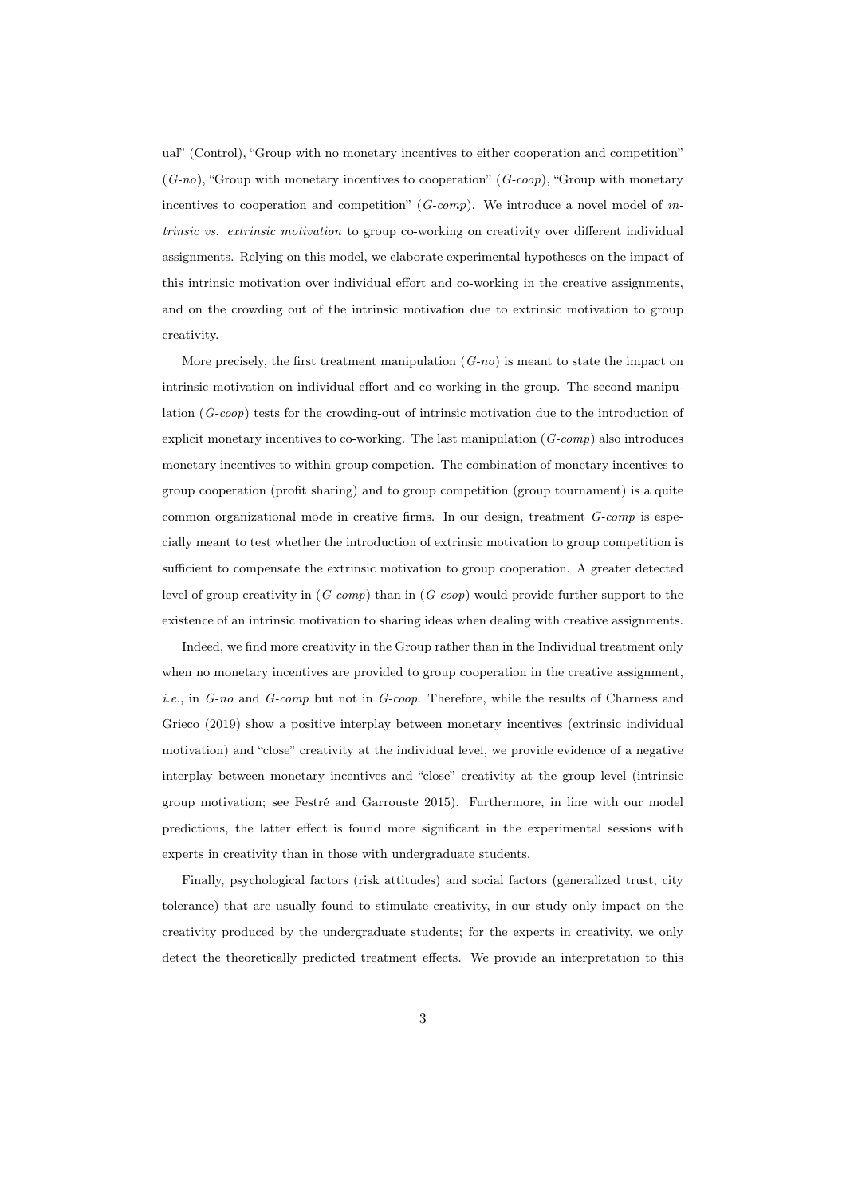ual" (Control), "Group with no monetary incentives to either cooperation and competition" (*G-no*), "Group with monetary incentives to cooperation" (*G-coop*), "Group with monetary incentives to cooperation and competition" (*G-comp*). We introduce a novel model of *intrinsic vs. extrinsic motivation* to group co-working on creativity over different individual assignments. Relying on this model, we elaborate experimental hypotheses on the impact of this intrinsic motivation over individual effort and co-working in the creative assignments, and on the crowding out of the intrinsic motivation due to extrinsic motivation to group creativity.

More precisely, the first treatment manipulation (*G-no*) is meant to state the impact on intrinsic motivation on individual effort and co-working in the group. The second manipulation (*G-coop*) tests for the crowding-out of intrinsic motivation due to the introduction of explicit monetary incentives to co-working. The last manipulation (*G-comp*) also introduces monetary incentives to within-group competion. The combination of monetary incentives to group cooperation (profit sharing) and to group competition (group tournament) is a quite common organizational mode in creative firms. In our design, treatment *G-comp* is especially meant to test whether the introduction of extrinsic motivation to group competition is sufficient to compensate the extrinsic motivation to group cooperation. A greater detected level of group creativity in (*G-comp*) than in (*G-coop*) would provide further support to the existence of an intrinsic motivation to sharing ideas when dealing with creative assignments.

Indeed, we find more creativity in the Group rather than in the Individual treatment only when no monetary incentives are provided to group cooperation in the creative assignment, *i.e.*, in *G-no* and *G-comp* but not in *G-coop*. Therefore, while the results of Charness and Grieco (2019) show a positive interplay between monetary incentives (extrinsic individual motivation) and "close" creativity at the individual level, we provide evidence of a negative interplay between monetary incentives and "close" creativity at the group level (intrinsic group motivation; see Festré and Garrouste 2015). Furthermore, in line with our model predictions, the latter effect is found more significant in the experimental sessions with experts in creativity than in those with undergraduate students.

Finally, psychological factors (risk attitudes) and social factors (generalized trust, city tolerance) that are usually found to stimulate creativity, in our study only impact on the creativity produced by the undergraduate students; for the experts in creativity, we only detect the theoretically predicted treatment effects. We provide an interpretation to this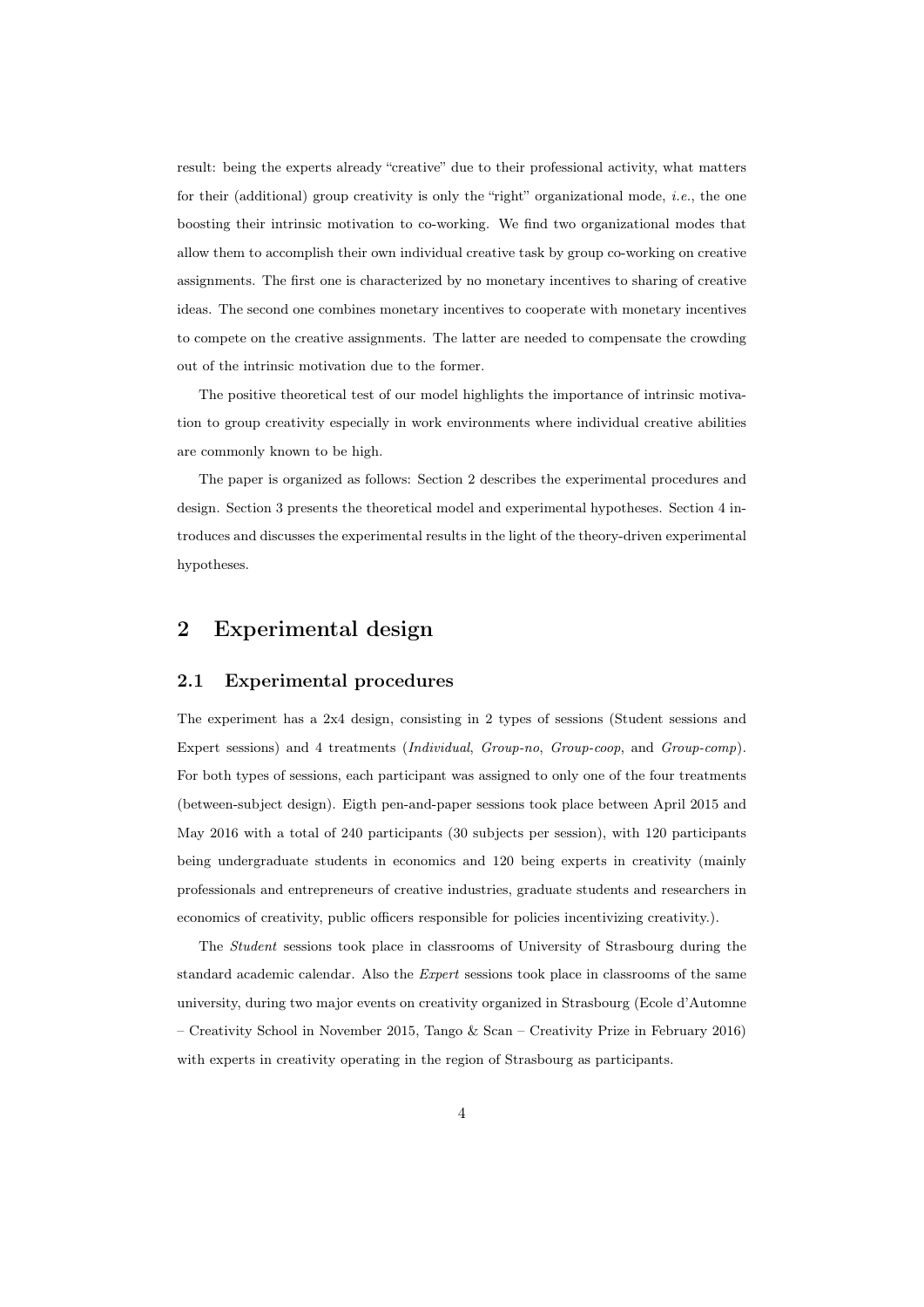result: being the experts already "creative" due to their professional activity, what matters for their (additional) group creativity is only the "right" organizational mode, *i.e.*, the one boosting their intrinsic motivation to co-working. We find two organizational modes that allow them to accomplish their own individual creative task by group co-working on creative assignments. The first one is characterized by no monetary incentives to sharing of creative ideas. The second one combines monetary incentives to cooperate with monetary incentives to compete on the creative assignments. The latter are needed to compensate the crowding out of the intrinsic motivation due to the former.

The positive theoretical test of our model highlights the importance of intrinsic motivation to group creativity especially in work environments where individual creative abilities are commonly known to be high.

The paper is organized as follows: Section 2 describes the experimental procedures and design. Section 3 presents the theoretical model and experimental hypotheses. Section 4 introduces and discusses the experimental results in the light of the theory-driven experimental hypotheses.

## 2 Experimental design

### 2.1 Experimental procedures

The experiment has a 2x4 design, consisting in 2 types of sessions (Student sessions and Expert sessions) and 4 treatments (*Individual*, *Group-no*, *Group-coop*, and *Group-comp*). For both types of sessions, each participant was assigned to only one of the four treatments (between-subject design). Eigth pen-and-paper sessions took place between April 2015 and May 2016 with a total of 240 participants (30 subjects per session), with 120 participants being undergraduate students in economics and 120 being experts in creativity (mainly professionals and entrepreneurs of creative industries, graduate students and researchers in economics of creativity, public officers responsible for policies incentivizing creativity.).

The *Student* sessions took place in classrooms of University of Strasbourg during the standard academic calendar. Also the *Expert* sessions took place in classrooms of the same university, during two major events on creativity organized in Strasbourg (Ecole d'Automne – Creativity School in November 2015, Tango & Scan – Creativity Prize in February 2016) with experts in creativity operating in the region of Strasbourg as participants.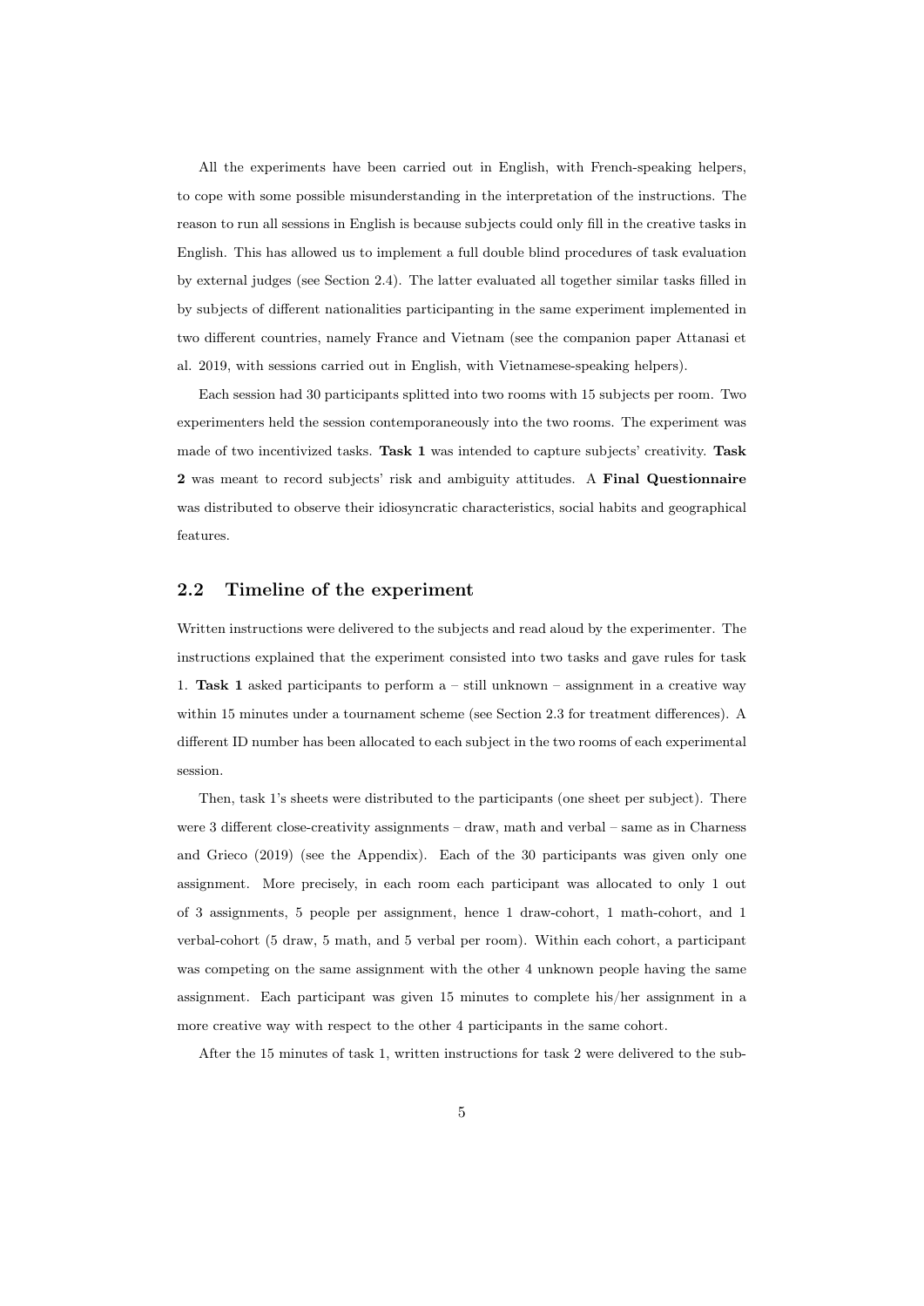All the experiments have been carried out in English, with French-speaking helpers, to cope with some possible misunderstanding in the interpretation of the instructions. The reason to run all sessions in English is because subjects could only fill in the creative tasks in English. This has allowed us to implement a full double blind procedures of task evaluation by external judges (see Section 2.4). The latter evaluated all together similar tasks filled in by subjects of different nationalities participanting in the same experiment implemented in two different countries, namely France and Vietnam (see the companion paper Attanasi et al. 2019, with sessions carried out in English, with Vietnamese-speaking helpers).

Each session had 30 participants splitted into two rooms with 15 subjects per room. Two experimenters held the session contemporaneously into the two rooms. The experiment was made of two incentivized tasks. **Task 1** was intended to capture subjects' creativity. **Task 2** was meant to record subjects' risk and ambiguity attitudes. A **Final Questionnaire** was distributed to observe their idiosyncratic characteristics, social habits and geographical features.

## 2.2 Timeline of the experiment

Written instructions were delivered to the subjects and read aloud by the experimenter. The instructions explained that the experiment consisted into two tasks and gave rules for task 1. **Task 1** asked participants to perform a – still unknown – assignment in a creative way within 15 minutes under a tournament scheme (see Section 2.3 for treatment differences). A different ID number has been allocated to each subject in the two rooms of each experimental session.

Then, task 1's sheets were distributed to the participants (one sheet per subject). There were 3 different close-creativity assignments – draw, math and verbal – same as in Charness and Grieco (2019) (see the Appendix). Each of the 30 participants was given only one assignment. More precisely, in each room each participant was allocated to only 1 out of 3 assignments, 5 people per assignment, hence 1 draw-cohort, 1 math-cohort, and 1 verbal-cohort (5 draw, 5 math, and 5 verbal per room). Within each cohort, a participant was competing on the same assignment with the other 4 unknown people having the same assignment. Each participant was given 15 minutes to complete his/her assignment in a more creative way with respect to the other 4 participants in the same cohort.

After the 15 minutes of task 1, written instructions for task 2 were delivered to the sub-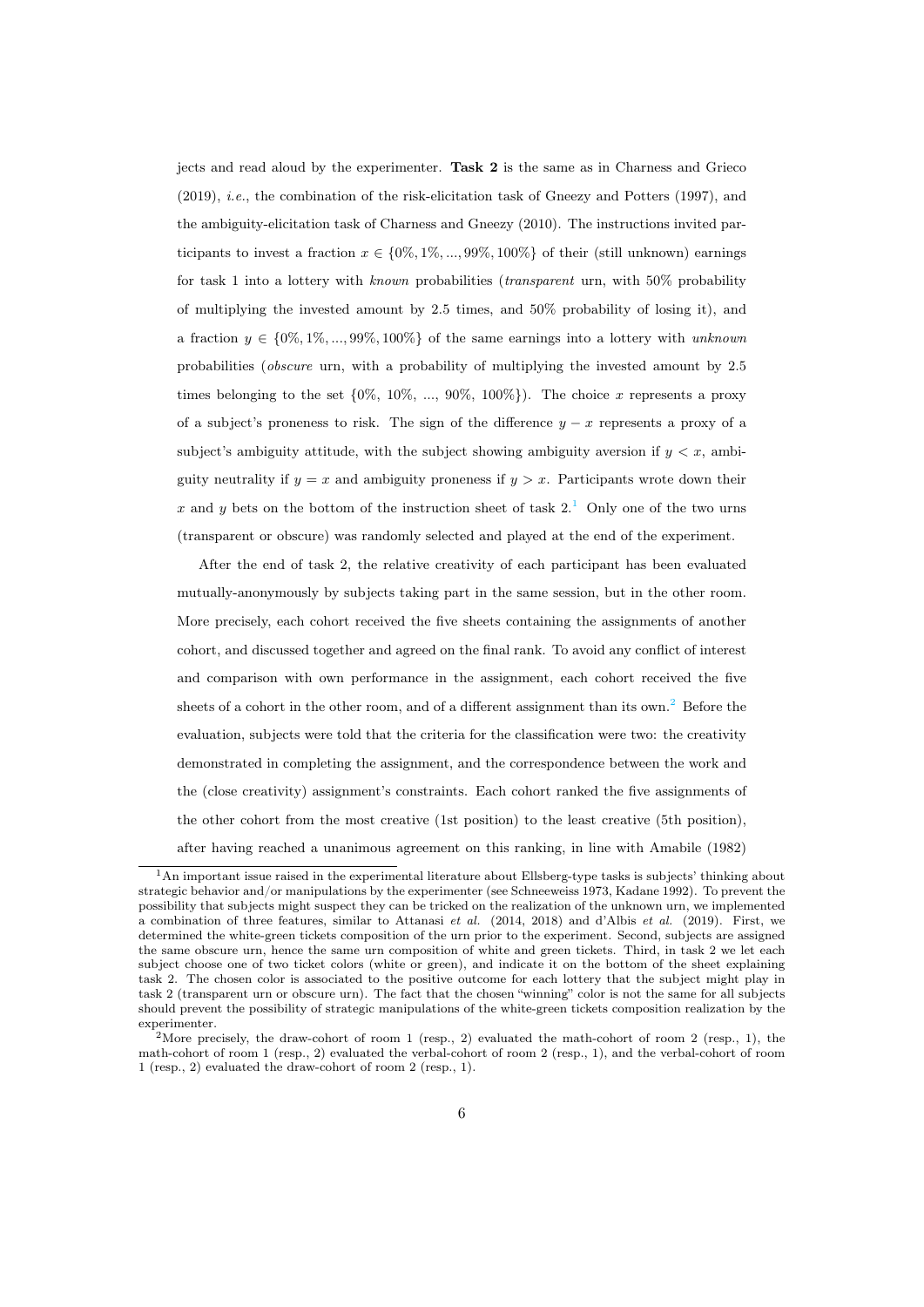jects and read aloud by the experimenter. **Task 2** is the same as in Charness and Grieco (2019), *i.e.*, the combination of the risk-elicitation task of Gneezy and Potters (1997), and the ambiguity-elicitation task of Charness and Gneezy (2010). The instructions invited participants to invest a fraction $x \in \{0\%, 1\%, ..., 99\%, 100\%\}$ of their (still unknown) earnings for task 1 into a lottery with *known* probabilities (*transparent* urn, with 50% probability of multiplying the invested amount by 2.5 times, and 50% probability of losing it), and a fraction $y \in \{0\%, 1\%, ..., 99\%, 100\%\}$ of the same earnings into a lottery with *unknown* probabilities (*obscure* urn, with a probability of multiplying the invested amount by 2.5 times belonging to the set {0%, 10%, ..., 90%, 100%}). The choice $x$ represents a proxy of a subject's proneness to risk. The sign of the difference $y - x$ represents a proxy of a subject's ambiguity attitude, with the subject showing ambiguity aversion if $y < x$, ambiguity neutrality if $y = x$ and ambiguity proneness if $y > x$. Participants wrote down their $x$ and $y$ bets on the bottom of the instruction sheet of task 2.[1] Only one of the two urns (transparent or obscure) was randomly selected and played at the end of the experiment.

After the end of task 2, the relative creativity of each participant has been evaluated mutually-anonymously by subjects taking part in the same session, but in the other room. More precisely, each cohort received the five sheets containing the assignments of another cohort, and discussed together and agreed on the final rank. To avoid any conflict of interest and comparison with own performance in the assignment, each cohort received the five sheets of a cohort in the other room, and of a different assignment than its own.[2] Before the evaluation, subjects were told that the criteria for the classification were two: the creativity demonstrated in completing the assignment, and the correspondence between the work and the (close creativity) assignment's constraints. Each cohort ranked the five assignments of the other cohort from the most creative (1st position) to the least creative (5th position), after having reached a unanimous agreement on this ranking, in line with Amabile (1982)

---

[1] An important issue raised in the experimental literature about Ellsberg-type tasks is subjects' thinking about strategic behavior and/or manipulations by the experimenter (see Schneeweiss 1973, Kadane 1992). To prevent the possibility that subjects might suspect they can be tricked on the realization of the unknown urn, we implemented a combination of three features, similar to Attanasi *et al.* (2014, 2018) and d'Albis *et al.* (2019). First, we determined the white-green tickets composition of the urn prior to the experiment. Second, subjects are assigned the same obscure urn, hence the same urn composition of white and green tickets. Third, in task 2 we let each subject choose one of two ticket colors (white or green), and indicate it on the bottom of the sheet explaining task 2. The chosen color is associated to the positive outcome for each lottery that the subject might play in task 2 (transparent urn or obscure urn). The fact that the chosen "winning" color is not the same for all subjects should prevent the possibility of strategic manipulations of the white-green tickets composition realization by the experimenter.

[2] More precisely, the draw-cohort of room 1 (resp., 2) evaluated the math-cohort of room 2 (resp., 1), the math-cohort of room 1 (resp., 2) evaluated the verbal-cohort of room 2 (resp., 1), and the verbal-cohort of room 1 (resp., 2) evaluated the draw-cohort of room 2 (resp., 1).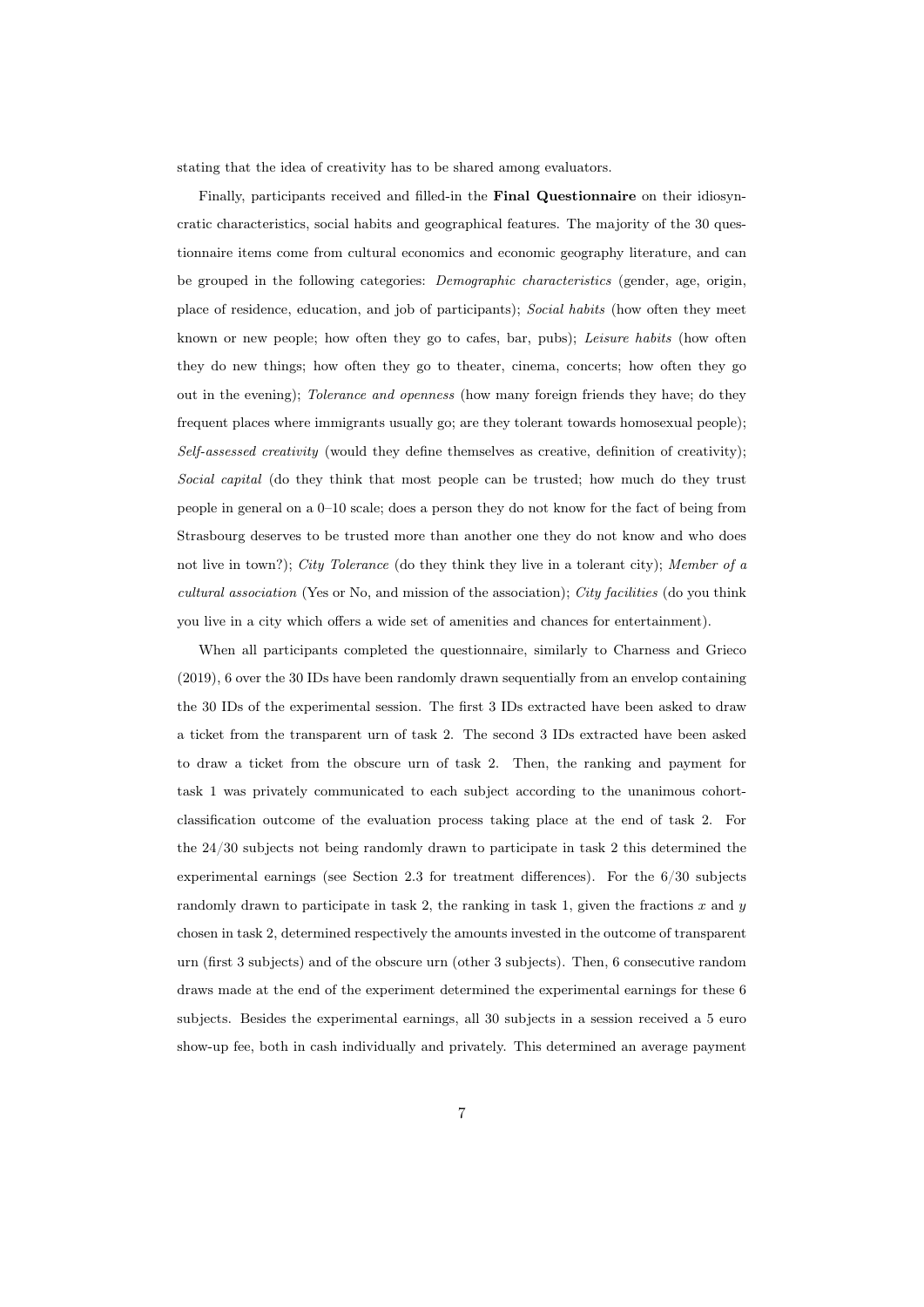stating that the idea of creativity has to be shared among evaluators.

Finally, participants received and filled-in the **Final Questionnaire** on their idiosyncratic characteristics, social habits and geographical features. The majority of the 30 questionnaire items come from cultural economics and economic geography literature, and can be grouped in the following categories: *Demographic characteristics* (gender, age, origin, place of residence, education, and job of participants); *Social habits* (how often they meet known or new people; how often they go to cafes, bar, pubs); *Leisure habits* (how often they do new things; how often they go to theater, cinema, concerts; how often they go out in the evening); *Tolerance and openness* (how many foreign friends they have; do they frequent places where immigrants usually go; are they tolerant towards homosexual people); *Self-assessed creativity* (would they define themselves as creative, definition of creativity); *Social capital* (do they think that most people can be trusted; how much do they trust people in general on a 0–10 scale; does a person they do not know for the fact of being from Strasbourg deserves to be trusted more than another one they do not know and who does not live in town?); *City Tolerance* (do they think they live in a tolerant city); *Member of a cultural association* (Yes or No, and mission of the association); *City facilities* (do you think you live in a city which offers a wide set of amenities and chances for entertainment).

When all participants completed the questionnaire, similarly to Charness and Grieco (2019), 6 over the 30 IDs have been randomly drawn sequentially from an envelop containing the 30 IDs of the experimental session. The first 3 IDs extracted have been asked to draw a ticket from the transparent urn of task 2. The second 3 IDs extracted have been asked to draw a ticket from the obscure urn of task 2. Then, the ranking and payment for task 1 was privately communicated to each subject according to the unanimous cohort-classification outcome of the evaluation process taking place at the end of task 2. For the 24/30 subjects not being randomly drawn to participate in task 2 this determined the experimental earnings (see Section 2.3 for treatment differences). For the 6/30 subjects randomly drawn to participate in task 2, the ranking in task 1, given the fractions $x$ and $y$ chosen in task 2, determined respectively the amounts invested in the outcome of transparent urn (first 3 subjects) and of the obscure urn (other 3 subjects). Then, 6 consecutive random draws made at the end of the experiment determined the experimental earnings for these 6 subjects. Besides the experimental earnings, all 30 subjects in a session received a 5 euro show-up fee, both in cash individually and privately. This determined an average payment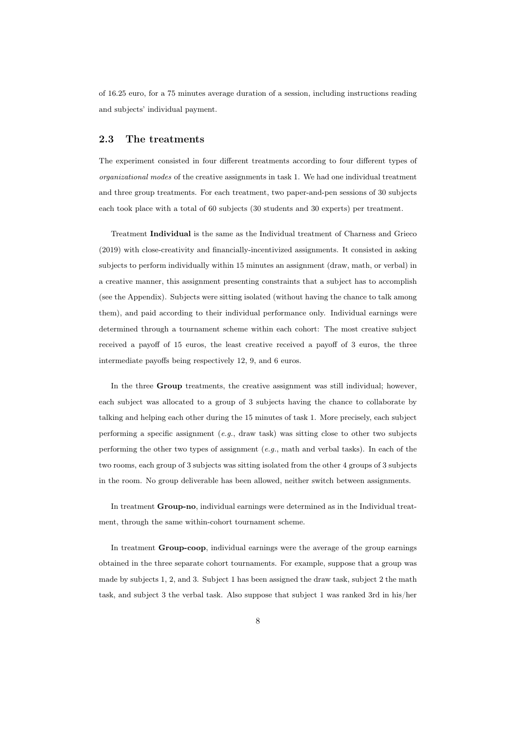of 16.25 euro, for a 75 minutes average duration of a session, including instructions reading and subjects' individual payment.

### 2.3 The treatments

The experiment consisted in four different treatments according to four different types of *organizational modes* of the creative assignments in task 1. We had one individual treatment and three group treatments. For each treatment, two paper-and-pen sessions of 30 subjects each took place with a total of 60 subjects (30 students and 30 experts) per treatment.

Treatment **Individual** is the same as the Individual treatment of Charness and Grieco (2019) with close-creativity and financially-incentivized assignments. It consisted in asking subjects to perform individually within 15 minutes an assignment (draw, math, or verbal) in a creative manner, this assignment presenting constraints that a subject has to accomplish (see the Appendix). Subjects were sitting isolated (without having the chance to talk among them), and paid according to their individual performance only. Individual earnings were determined through a tournament scheme within each cohort: The most creative subject received a payoff of 15 euros, the least creative received a payoff of 3 euros, the three intermediate payoffs being respectively 12, 9, and 6 euros.

In the three **Group** treatments, the creative assignment was still individual; however, each subject was allocated to a group of 3 subjects having the chance to collaborate by talking and helping each other during the 15 minutes of task 1. More precisely, each subject performing a specific assignment (*e.g.*, draw task) was sitting close to other two subjects performing the other two types of assignment (*e.g.*, math and verbal tasks). In each of the two rooms, each group of 3 subjects was sitting isolated from the other 4 groups of 3 subjects in the room. No group deliverable has been allowed, neither switch between assignments.

In treatment **Group-no**, individual earnings were determined as in the Individual treatment, through the same within-cohort tournament scheme.

In treatment **Group-coop**, individual earnings were the average of the group earnings obtained in the three separate cohort tournaments. For example, suppose that a group was made by subjects 1, 2, and 3. Subject 1 has been assigned the draw task, subject 2 the math task, and subject 3 the verbal task. Also suppose that subject 1 was ranked 3rd in his/her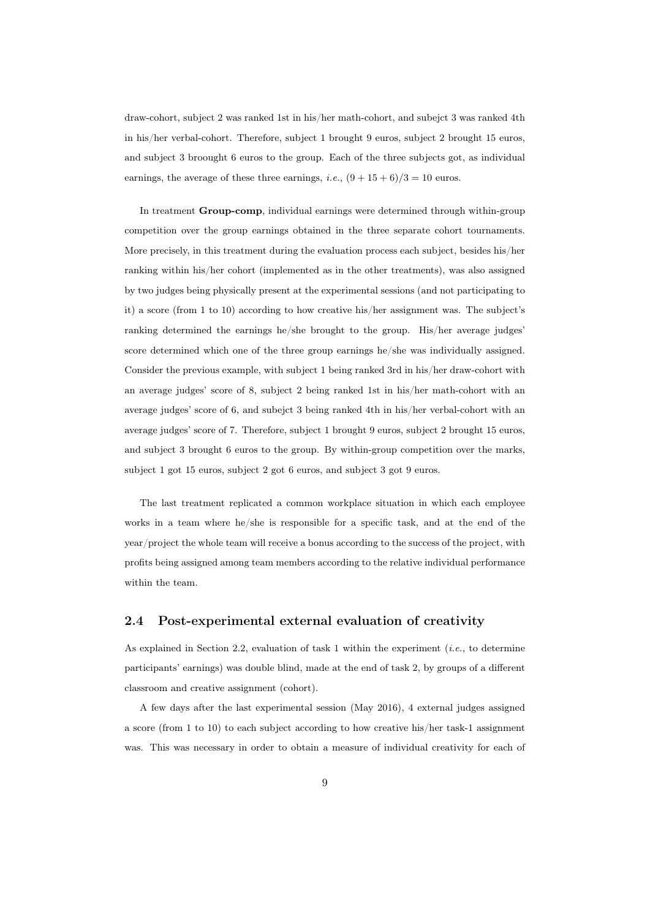draw-cohort, subject 2 was ranked 1st in his/her math-cohort, and subejct 3 was ranked 4th in his/her verbal-cohort. Therefore, subject 1 brought 9 euros, subject 2 brought 15 euros, and subject 3 broought 6 euros to the group. Each of the three subjects got, as individual earnings, the average of these three earnings, *i.e.*, $(9 + 15 + 6)/3 = 10$ euros.

In treatment **Group-comp**, individual earnings were determined through within-group competition over the group earnings obtained in the three separate cohort tournaments. More precisely, in this treatment during the evaluation process each subject, besides his/her ranking within his/her cohort (implemented as in the other treatments), was also assigned by two judges being physically present at the experimental sessions (and not participating to it) a score (from 1 to 10) according to how creative his/her assignment was. The subject's ranking determined the earnings he/she brought to the group. His/her average judges' score determined which one of the three group earnings he/she was individually assigned. Consider the previous example, with subject 1 being ranked 3rd in his/her draw-cohort with an average judges' score of 8, subject 2 being ranked 1st in his/her math-cohort with an average judges' score of 6, and subejct 3 being ranked 4th in his/her verbal-cohort with an average judges' score of 7. Therefore, subject 1 brought 9 euros, subject 2 brought 15 euros, and subject 3 brought 6 euros to the group. By within-group competition over the marks, subject 1 got 15 euros, subject 2 got 6 euros, and subject 3 got 9 euros.

The last treatment replicated a common workplace situation in which each employee works in a team where he/she is responsible for a specific task, and at the end of the year/project the whole team will receive a bonus according to the success of the project, with profits being assigned among team members according to the relative individual performance within the team.

## 2.4 Post-experimental external evaluation of creativity

As explained in Section 2.2, evaluation of task 1 within the experiment (*i.e.*, to determine participants' earnings) was double blind, made at the end of task 2, by groups of a different classroom and creative assignment (cohort).

A few days after the last experimental session (May 2016), 4 external judges assigned a score (from 1 to 10) to each subject according to how creative his/her task-1 assignment was. This was necessary in order to obtain a measure of individual creativity for each of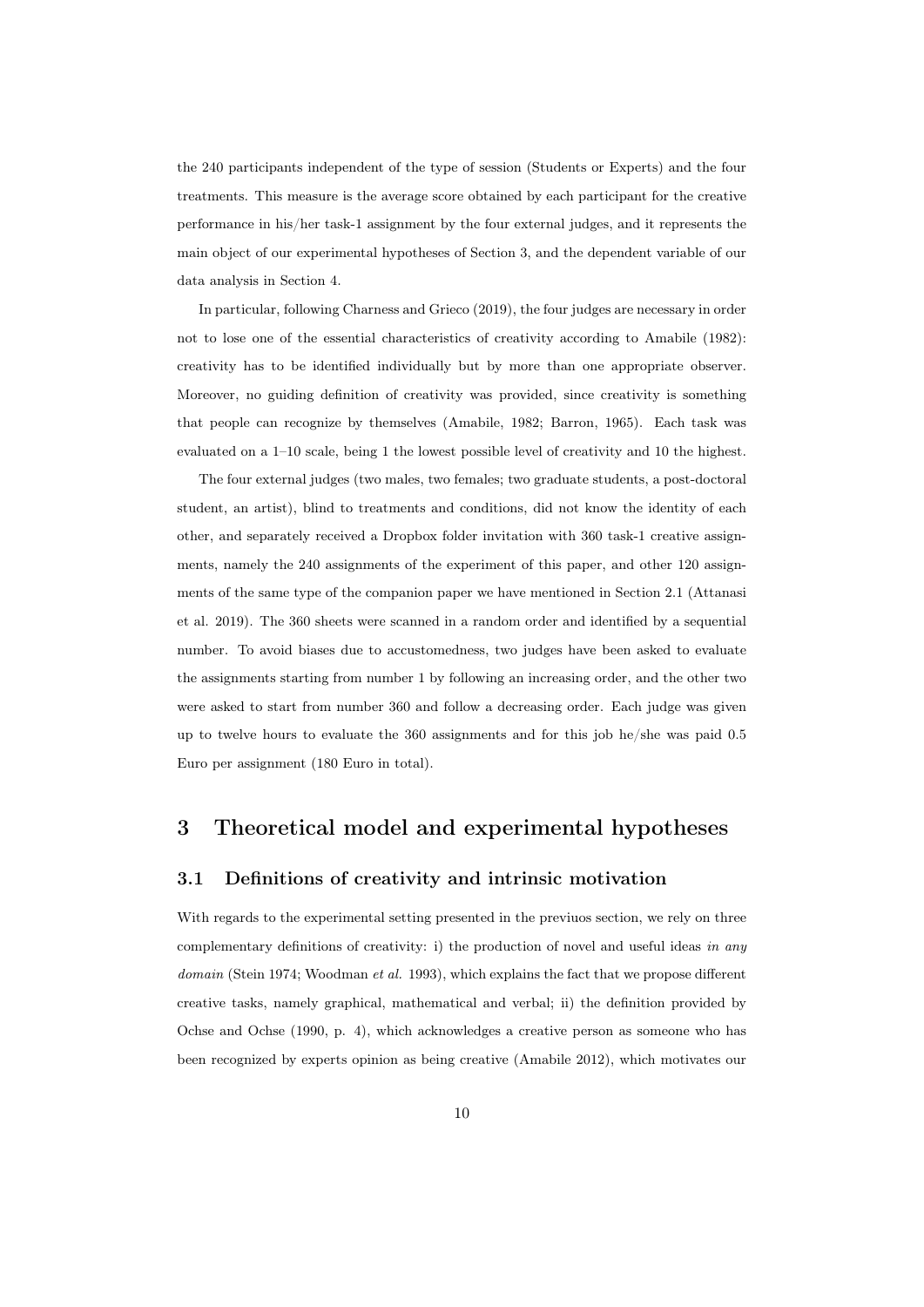the 240 participants independent of the type of session (Students or Experts) and the four treatments. This measure is the average score obtained by each participant for the creative performance in his/her task-1 assignment by the four external judges, and it represents the main object of our experimental hypotheses of Section 3, and the dependent variable of our data analysis in Section 4.

In particular, following Charness and Grieco (2019), the four judges are necessary in order not to lose one of the essential characteristics of creativity according to Amabile (1982): creativity has to be identified individually but by more than one appropriate observer. Moreover, no guiding definition of creativity was provided, since creativity is something that people can recognize by themselves (Amabile, 1982; Barron, 1965). Each task was evaluated on a 1–10 scale, being 1 the lowest possible level of creativity and 10 the highest.

The four external judges (two males, two females; two graduate students, a post-doctoral student, an artist), blind to treatments and conditions, did not know the identity of each other, and separately received a Dropbox folder invitation with 360 task-1 creative assignments, namely the 240 assignments of the experiment of this paper, and other 120 assignments of the same type of the companion paper we have mentioned in Section 2.1 (Attanasi et al. 2019). The 360 sheets were scanned in a random order and identified by a sequential number. To avoid biases due to accustomedness, two judges have been asked to evaluate the assignments starting from number 1 by following an increasing order, and the other two were asked to start from number 360 and follow a decreasing order. Each judge was given up to twelve hours to evaluate the 360 assignments and for this job he/she was paid 0.5 Euro per assignment (180 Euro in total).

# 3 Theoretical model and experimental hypotheses

## 3.1 Definitions of creativity and intrinsic motivation

With regards to the experimental setting presented in the previuos section, we rely on three complementary definitions of creativity: i) the production of novel and useful ideas *in any domain* (Stein 1974; Woodman *et al.* 1993), which explains the fact that we propose different creative tasks, namely graphical, mathematical and verbal; ii) the definition provided by Ochse and Ochse (1990, p. 4), which acknowledges a creative person as someone who has been recognized by experts opinion as being creative (Amabile 2012), which motivates our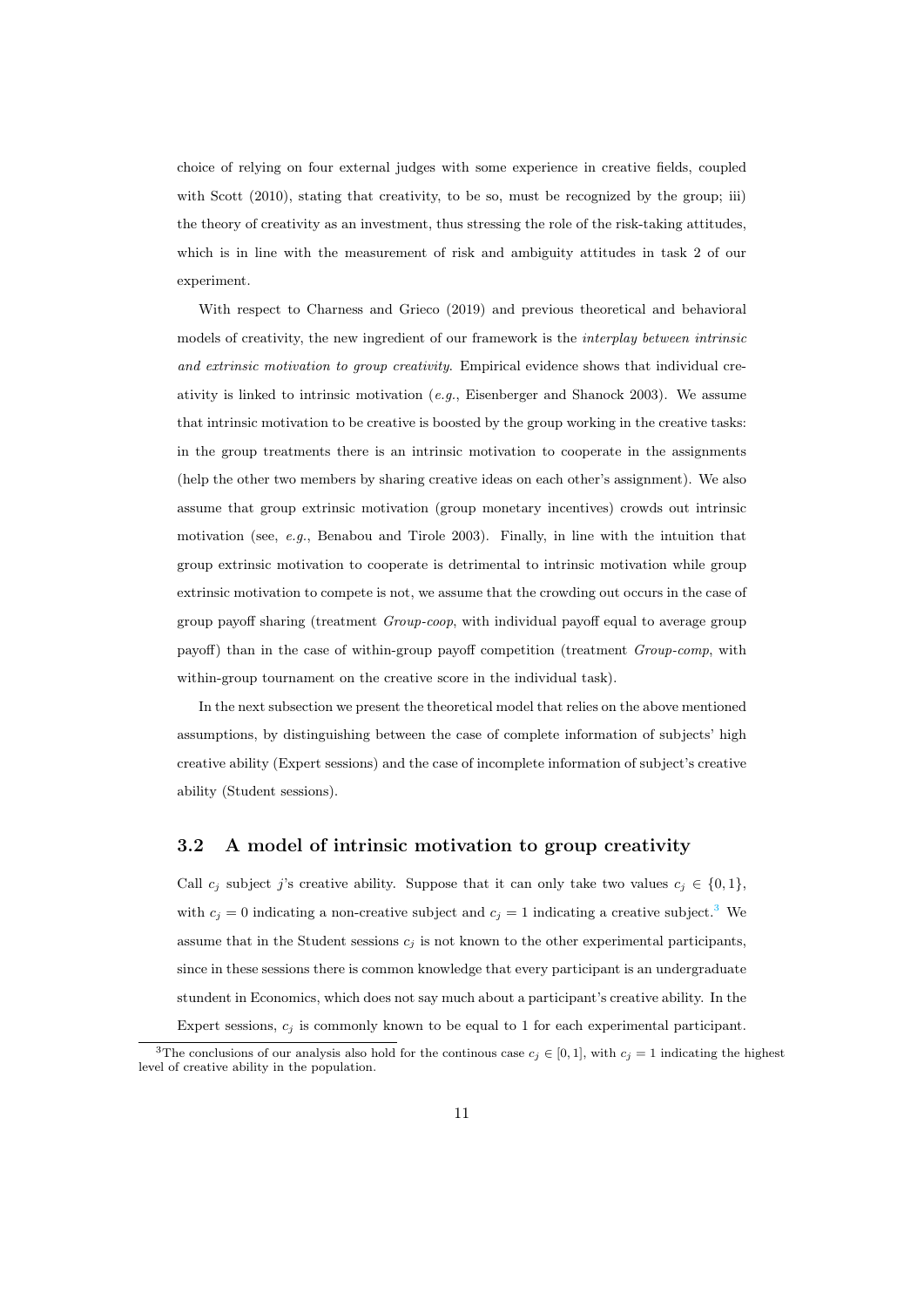choice of relying on four external judges with some experience in creative fields, coupled with Scott (2010), stating that creativity, to be so, must be recognized by the group; iii) the theory of creativity as an investment, thus stressing the role of the risk-taking attitudes, which is in line with the measurement of risk and ambiguity attitudes in task 2 of our experiment.

With respect to Charness and Grieco (2019) and previous theoretical and behavioral models of creativity, the new ingredient of our framework is the *interplay between intrinsic and extrinsic motivation to group creativity*. Empirical evidence shows that individual creativity is linked to intrinsic motivation (*e.g.*, Eisenberger and Shanock 2003). We assume that intrinsic motivation to be creative is boosted by the group working in the creative tasks: in the group treatments there is an intrinsic motivation to cooperate in the assignments (help the other two members by sharing creative ideas on each other's assignment). We also assume that group extrinsic motivation (group monetary incentives) crowds out intrinsic motivation (see, *e.g.*, Benabou and Tirole 2003). Finally, in line with the intuition that group extrinsic motivation to cooperate is detrimental to intrinsic motivation while group extrinsic motivation to compete is not, we assume that the crowding out occurs in the case of group payoff sharing (treatment *Group-coop*, with individual payoff equal to average group payoff) than in the case of within-group payoff competition (treatment *Group-comp*, with within-group tournament on the creative score in the individual task).

In the next subsection we present the theoretical model that relies on the above mentioned assumptions, by distinguishing between the case of complete information of subjects' high creative ability (Expert sessions) and the case of incomplete information of subject's creative ability (Student sessions).

## 3.2 A model of intrinsic motivation to group creativity

Call $c_j$ subject $j$'s creative ability. Suppose that it can only take two values $c_j \in \{0, 1\}$, with $c_j = 0$ indicating a non-creative subject and $c_j = 1$ indicating a creative subject.[3] We assume that in the Student sessions $c_j$ is not known to the other experimental participants, since in these sessions there is common knowledge that every participant is an undergraduate stundent in Economics, which does not say much about a participant's creative ability. In the Expert sessions, $c_j$ is commonly known to be equal to 1 for each experimental participant.

[3] The conclusions of our analysis also hold for the continous case $c_j \in [0, 1]$, with $c_j = 1$ indicating the highest level of creative ability in the population.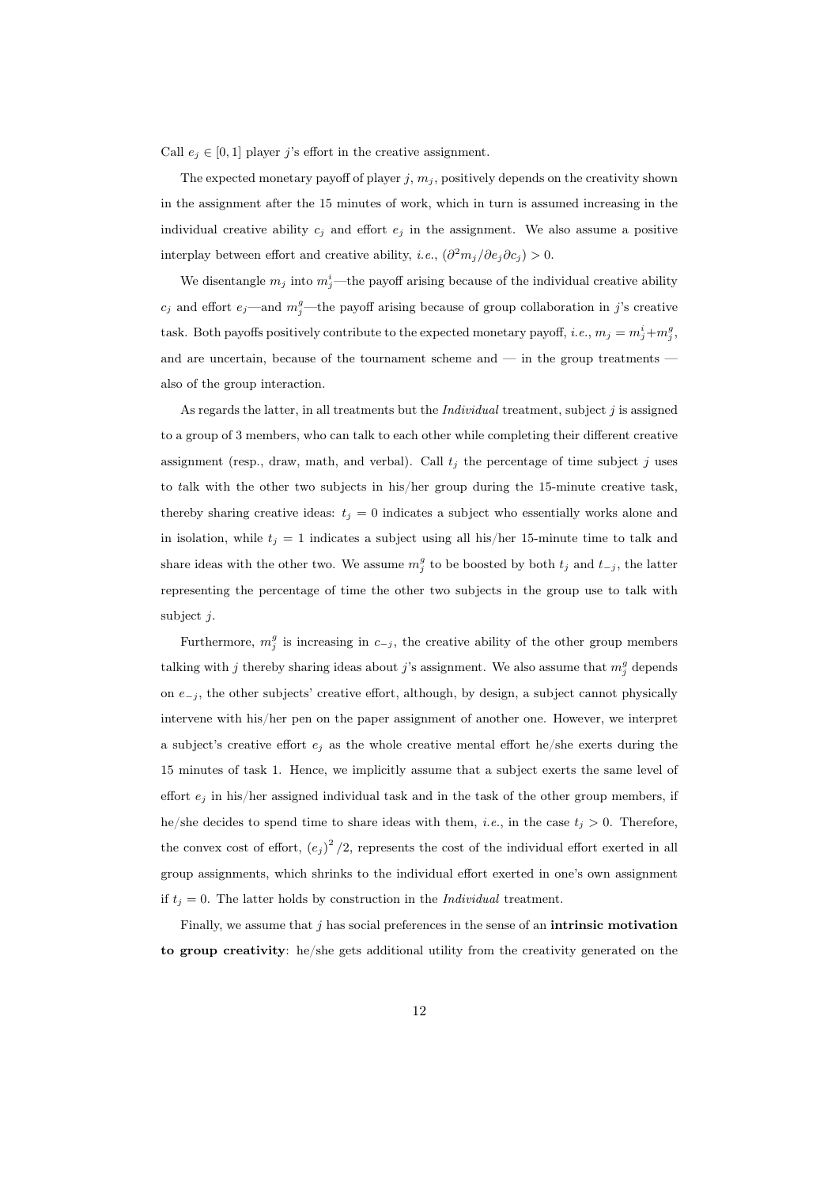Call $e_j \in [0, 1]$ player $j$'s effort in the creative assignment.

The expected monetary payoff of player $j$, $m_j$, positively depends on the creativity shown in the assignment after the 15 minutes of work, which in turn is assumed increasing in the individual creative ability $c_j$ and effort $e_j$ in the assignment. We also assume a positive interplay between effort and creative ability, *i.e.*, $(\partial^2 m_j / \partial e_j \partial c_j) > 0$.

We disentangle $m_j$ into $m_j^i$—the payoff arising because of the individual creative ability $c_j$ and effort $e_j$—and $m_j^g$—the payoff arising because of group collaboration in $j$'s creative task. Both payoffs positively contribute to the expected monetary payoff, *i.e.*, $m_j = m_j^i + m_j^g$, and are uncertain, because of the tournament scheme and — in the group treatments — also of the group interaction.

As regards the latter, in all treatments but the *Individual* treatment, subject $j$ is assigned to a group of 3 members, who can talk to each other while completing their different creative assignment (resp., draw, math, and verbal). Call $t_j$ the percentage of time subject $j$ uses to *t*alk with the other two subjects in his/her group during the 15-minute creative task, thereby sharing creative ideas: $t_j = 0$ indicates a subject who essentially works alone and in isolation, while $t_j = 1$ indicates a subject using all his/her 15-minute time to talk and share ideas with the other two. We assume $m_j^g$ to be boosted by both $t_j$ and $t_{-j}$, the latter representing the percentage of time the other two subjects in the group use to talk with subject $j$.

Furthermore, $m_j^g$ is increasing in $c_{-j}$, the creative ability of the other group members talking with $j$ thereby sharing ideas about $j$'s assignment. We also assume that $m_j^g$ depends on $e_{-j}$, the other subjects' creative effort, although, by design, a subject cannot physically intervene with his/her pen on the paper assignment of another one. However, we interpret a subject's creative effort $e_j$ as the whole creative mental effort he/she exerts during the 15 minutes of task 1. Hence, we implicitly assume that a subject exerts the same level of effort $e_j$ in his/her assigned individual task and in the task of the other group members, if he/she decides to spend time to share ideas with them, *i.e.*, in the case $t_j > 0$. Therefore, the convex cost of effort, $(e_j)^2/2$, represents the cost of the individual effort exerted in all group assignments, which shrinks to the individual effort exerted in one's own assignment if $t_j = 0$. The latter holds by construction in the *Individual* treatment.

Finally, we assume that $j$ has social preferences in the sense of an **intrinsic motivation to group creativity**: he/she gets additional utility from the creativity generated on the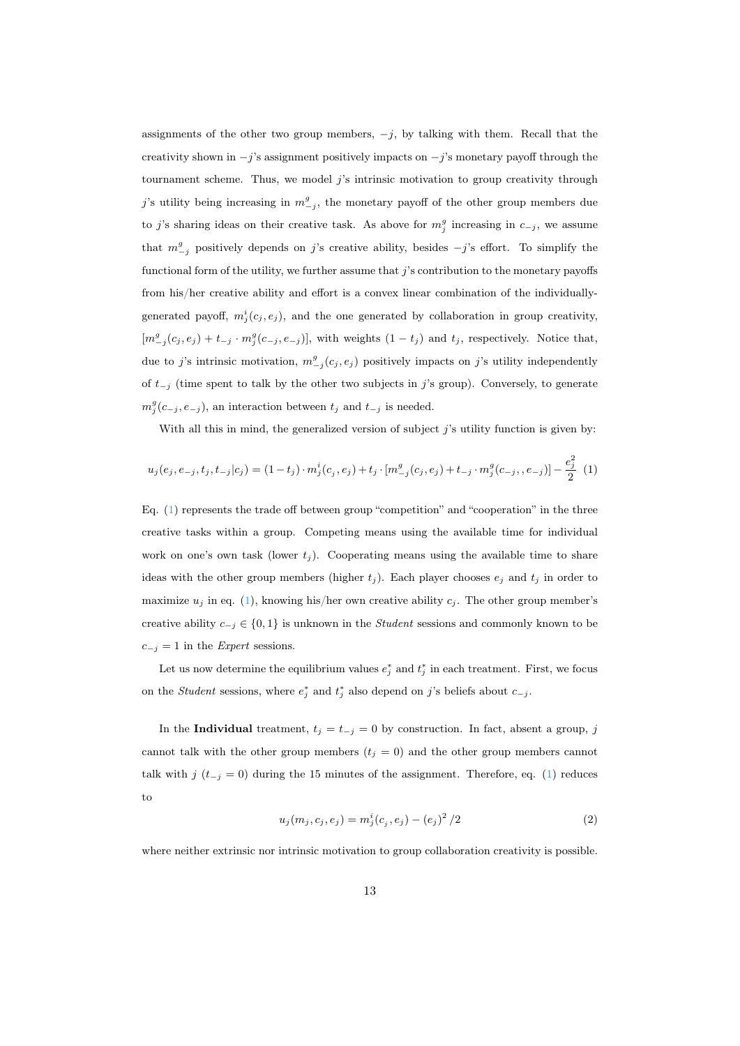assignments of the other two group members, $-j$, by talking with them. Recall that the creativity shown in $-j$'s assignment positively impacts on $-j$'s monetary payoff through the tournament scheme. Thus, we model $j$'s intrinsic motivation to group creativity through $j$'s utility being increasing in $m^g_{-j}$, the monetary payoff of the other group members due to $j$'s sharing ideas on their creative task. As above for $m^g_j$ increasing in $c_{-j}$, we assume that $m^g_{-j}$ positively depends on $j$'s creative ability, besides $-j$'s effort. To simplify the functional form of the utility, we further assume that $j$'s contribution to the monetary payoffs from his/her creative ability and effort is a convex linear combination of the individually-generated payoff, $m^i_j(c_j, e_j)$, and the one generated by collaboration in group creativity, $[m^g_{-j}(c_j, e_j) + t_{-j} \cdot m^g_j(c_{-j}, e_{-j})]$, with weights $(1 - t_j)$ and $t_j$, respectively. Notice that, due to $j$'s intrinsic motivation, $m^g_{-j}(c_j, e_j)$ positively impacts on $j$'s utility independently of $t_{-j}$ (time spent to talk by the other two subjects in $j$'s group). Conversely, to generate $m^g_j(c_{-j}, e_{-j})$, an interaction between $t_j$ and $t_{-j}$ is needed.

With all this in mind, the generalized version of subject $j$'s utility function is given by:

$$u_j(e_j, e_{-j}, t_j, t_{-j}|c_j) = (1 - t_j) \cdot m^i_j(c_j, e_j) + t_j \cdot [m^g_{-j}(c_j, e_j) + t_{-j} \cdot m^g_j(c_{-j},, e_{-j})] - \frac{e_j^2}{2} \quad (1)$$

Eq. (1) represents the trade off between group "competition" and "cooperation" in the three creative tasks within a group. Competing means using the available time for individual work on one's own task (lower $t_j$). Cooperating means using the available time to share ideas with the other group members (higher $t_j$). Each player chooses $e_j$ and $t_j$ in order to maximize $u_j$ in eq. (1), knowing his/her own creative ability $c_j$. The other group member's creative ability $c_{-j} \in \{0, 1\}$ is unknown in the *Student* sessions and commonly known to be $c_{-j} = 1$ in the *Expert* sessions.

Let us now determine the equilibrium values $e^*_j$ and $t^*_j$ in each treatment. First, we focus on the *Student* sessions, where $e^*_j$ and $t^*_j$ also depend on $j$'s beliefs about $c_{-j}$.

In the **Individual** treatment, $t_j = t_{-j} = 0$ by construction. In fact, absent a group, $j$ cannot talk with the other group members ($t_j = 0$) and the other group members cannot talk with $j$ ($t_{-j} = 0$) during the 15 minutes of the assignment. Therefore, eq. (1) reduces to

$$u_j(m_j, c_j, e_j) = m^i_j(c_j, e_j) - (e_j)^2 / 2 \quad (2)$$

where neither extrinsic nor intrinsic motivation to group collaboration creativity is possible.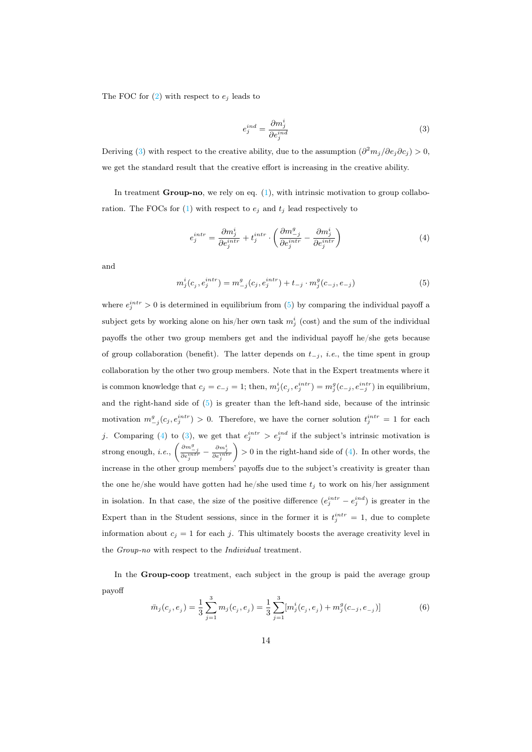The FOC for (2) with respect to $e_j$ leads to

$$e_j^{ind} = \frac{\partial m_j^i}{\partial e_j^{ind}} \tag{3}$$

Deriving (3) with respect to the creative ability, due to the assumption $(\partial^2 m_j / \partial e_j \partial c_j) > 0$, we get the standard result that the creative effort is increasing in the creative ability.

In treatment **Group-no**, we rely on eq. (1), with intrinsic motivation to group collaboration. The FOCs for (1) with respect to $e_j$ and $t_j$ lead respectively to

$$e_j^{intr} = \frac{\partial m_j^i}{\partial e_j^{intr}} + t_j^{intr} \cdot \left( \frac{\partial m_{-j}^g}{\partial e_j^{intr}} - \frac{\partial m_j^i}{\partial e_j^{intr}} \right) \tag{4}$$

and

$$m_j^i(c_j, e_j^{intr}) = m_{-j}^g(c_j, e_j^{intr}) + t_{-j} \cdot m_j^g(c_{-j}, e_{-j}) \tag{5}$$

where $e_j^{intr} > 0$ is determined in equilibrium from (5) by comparing the individual payoff a subject gets by working alone on his/her own task $m_j^i$ (cost) and the sum of the individual payoffs the other two group members get and the individual payoff he/she gets because of group collaboration (benefit). The latter depends on $t_{-j}$, *i.e.*, the time spent in group collaboration by the other two group members. Note that in the Expert treatments where it is common knowledge that $c_j = c_{-j} = 1$; then, $m_j^i(c_j, e_j^{intr}) = m_j^g(c_{-j}, e_{-j}^{intr})$ in equilibrium, and the right-hand side of (5) is greater than the left-hand side, because of the intrinsic motivation $m_{-j}^g(c_j, e_j^{intr}) > 0$. Therefore, we have the corner solution $t_j^{intr} = 1$ for each $j$. Comparing (4) to (3), we get that $e_j^{intr} > e_j^{ind}$ if the subject's intrinsic motivation is strong enough, *i.e.*, $\left( \frac{\partial m_{-j}^g}{\partial e_j^{intr}} - \frac{\partial m_j^i}{\partial e_j^{intr}} \right) > 0$ in the right-hand side of (4). In other words, the increase in the other group members' payoffs due to the subject's creativity is greater than the one he/she would have gotten had he/she used time $t_j$ to work on his/her assignment in isolation. In that case, the size of the positive difference $(e_j^{intr} - e_j^{ind})$ is greater in the Expert than in the Student sessions, since in the former it is $t_j^{intr} = 1$, due to complete information about $c_j = 1$ for each $j$. This ultimately boosts the average creativity level in the *Group-no* with respect to the *Individual* treatment.

In the **Group-coop** treatment, each subject in the group is paid the average group payoff

$$\bar{m}_j(c_j, e_j) = \frac{1}{3} \sum_{j=1}^{3} m_j(c_j, e_j) = \frac{1}{3} \sum_{j=1}^{3} [m_j^i(c_j, e_j) + m_j^g(c_{-j}, e_{-j})] \tag{6}$$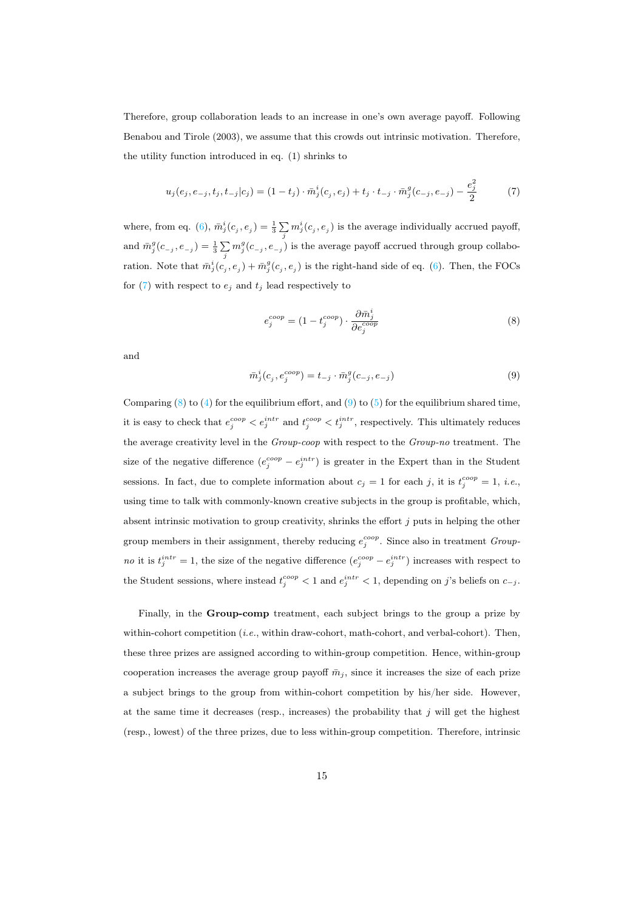Therefore, group collaboration leads to an increase in one's own average payoff. Following Benabou and Tirole (2003), we assume that this crowds out intrinsic motivation. Therefore, the utility function introduced in eq. (1) shrinks to

$$u_j(e_j, e_{-j}, t_j, t_{-j}|c_j) = (1 - t_j) \cdot \bar{m}^i_j(c_j, e_j) + t_j \cdot t_{-j} \cdot \bar{m}^g_j(c_{-j}, e_{-j}) - \frac{e_j^2}{2} \tag{7}$$

where, from eq. (6), $\bar{m}^i_j(c_j, e_j) = \frac{1}{3}\sum_j m^i_j(c_j, e_j)$ is the average individually accrued payoff, and $\bar{m}^g_j(c_{-j}, e_{-j}) = \frac{1}{3}\sum_j m^g_j(c_{-j}, e_{-j})$ is the average payoff accrued through group collaboration. Note that $\bar{m}^i_j(c_j, e_j) + \bar{m}^g_j(c_j, e_j)$ is the right-hand side of eq. (6). Then, the FOCs for (7) with respect to $e_j$ and $t_j$ lead respectively to

$$e^{coop}_j = (1 - t^{coop}_j) \cdot \frac{\partial \bar{m}^i_j}{\partial e^{coop}_j} \tag{8}$$

and

$$\bar{m}^i_j(c_j, e^{coop}_j) = t_{-j} \cdot \bar{m}^g_j(c_{-j}, e_{-j}) \tag{9}$$

Comparing (8) to (4) for the equilibrium effort, and (9) to (5) for the equilibrium shared time, it is easy to check that $e^{coop}_j < e^{intr}_j$ and $t^{coop}_j < t^{intr}_j$, respectively. This ultimately reduces the average creativity level in the *Group-coop* with respect to the *Group-no* treatment. The size of the negative difference $(e^{coop}_j - e^{intr}_j)$ is greater in the Expert than in the Student sessions. In fact, due to complete information about $c_j = 1$ for each $j$, it is $t^{coop}_j = 1$, *i.e.*, using time to talk with commonly-known creative subjects in the group is profitable, which, absent intrinsic motivation to group creativity, shrinks the effort $j$ puts in helping the other group members in their assignment, thereby reducing $e^{coop}_j$. Since also in treatment *Group-no* it is $t^{intr}_j = 1$, the size of the negative difference $(e^{coop}_j - e^{intr}_j)$ increases with respect to the Student sessions, where instead $t^{coop}_j < 1$ and $e^{intr}_j < 1$, depending on $j$'s beliefs on $c_{-j}$.

Finally, in the **Group-comp** treatment, each subject brings to the group a prize by within-cohort competition (*i.e.*, within draw-cohort, math-cohort, and verbal-cohort). Then, these three prizes are assigned according to within-group competition. Hence, within-group cooperation increases the average group payoff $\bar{m}_j$, since it increases the size of each prize a subject brings to the group from within-cohort competition by his/her side. However, at the same time it decreases (resp., increases) the probability that $j$ will get the highest (resp., lowest) of the three prizes, due to less within-group competition. Therefore, intrinsic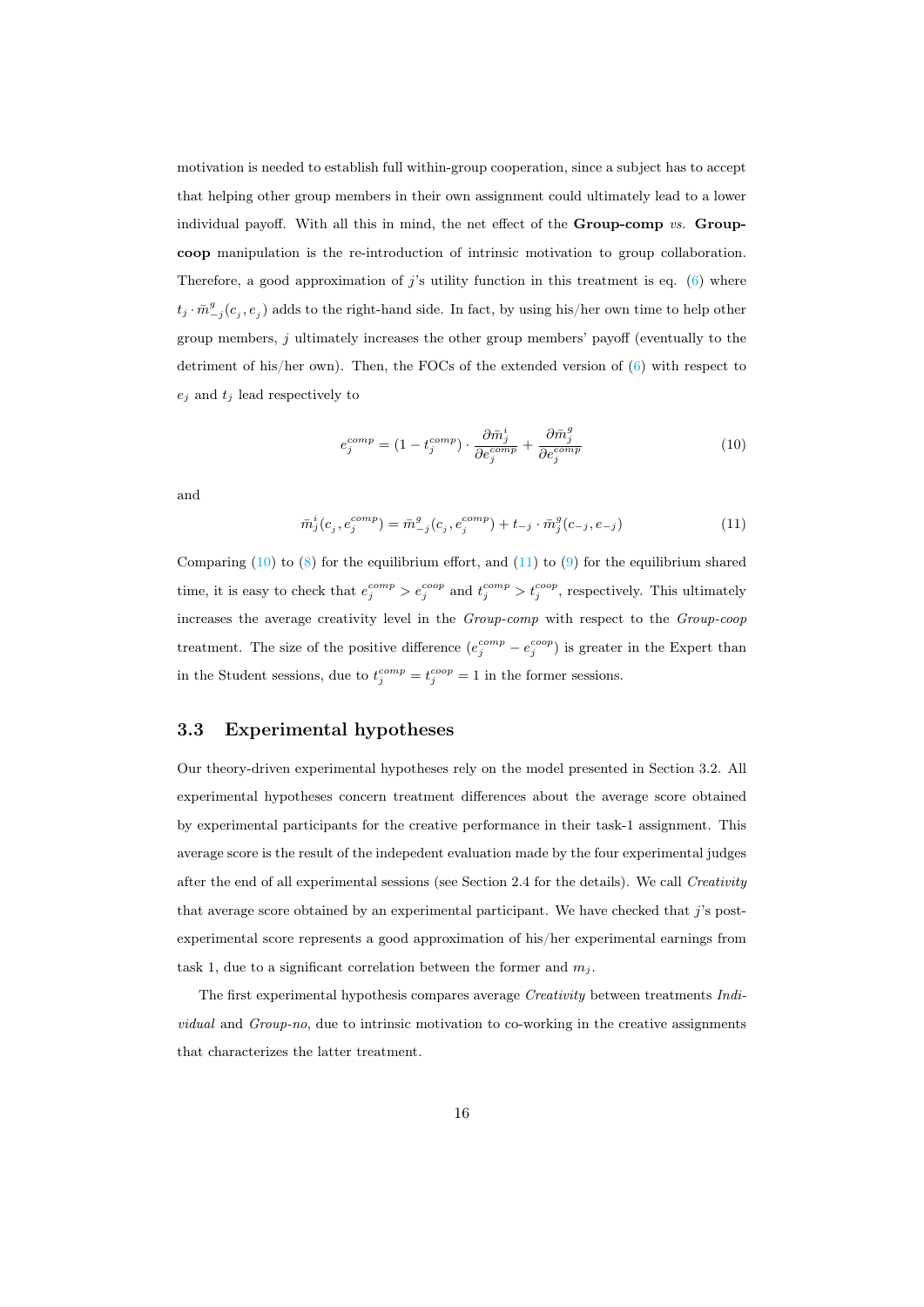motivation is needed to establish full within-group cooperation, since a subject has to accept that helping other group members in their own assignment could ultimately lead to a lower individual payoff. With all this in mind, the net effect of the **Group-comp** *vs.* **Group-coop** manipulation is the re-introduction of intrinsic motivation to group collaboration. Therefore, a good approximation of $j$'s utility function in this treatment is eq. (6) where $t_j \cdot \bar{m}^g_{-j}(c_j, e_j)$ adds to the right-hand side. In fact, by using his/her own time to help other group members, $j$ ultimately increases the other group members' payoff (eventually to the detriment of his/her own). Then, the FOCs of the extended version of (6) with respect to $e_j$ and $t_j$ lead respectively to

$$e_j^{comp} = (1 - t_j^{comp}) \cdot \frac{\partial \bar{m}_j^i}{\partial e_j^{comp}} + \frac{\partial \bar{m}_j^g}{\partial e_j^{comp}} \tag{10}$$

and

$$\bar{m}_j^i(c_j, e_j^{comp}) = \bar{m}_{-j}^g(c_j, e_j^{comp}) + t_{-j} \cdot \bar{m}_j^g(c_{-j}, e_{-j}) \tag{11}$$

Comparing (10) to (8) for the equilibrium effort, and (11) to (9) for the equilibrium shared time, it is easy to check that $e_j^{comp} > e_j^{coop}$ and $t_j^{comp} > t_j^{coop}$, respectively. This ultimately increases the average creativity level in the *Group-comp* with respect to the *Group-coop* treatment. The size of the positive difference $(e_j^{comp} - e_j^{coop})$ is greater in the Expert than in the Student sessions, due to $t_j^{comp} = t_j^{coop} = 1$ in the former sessions.

## 3.3 Experimental hypotheses

Our theory-driven experimental hypotheses rely on the model presented in Section 3.2. All experimental hypotheses concern treatment differences about the average score obtained by experimental participants for the creative performance in their task-1 assignment. This average score is the result of the indepedent evaluation made by the four experimental judges after the end of all experimental sessions (see Section 2.4 for the details). We call *Creativity* that average score obtained by an experimental participant. We have checked that $j$'s post-experimental score represents a good approximation of his/her experimental earnings from task 1, due to a significant correlation between the former and $m_j$.

The first experimental hypothesis compares average *Creativity* between treatments *Individual* and *Group-no*, due to intrinsic motivation to co-working in the creative assignments that characterizes the latter treatment.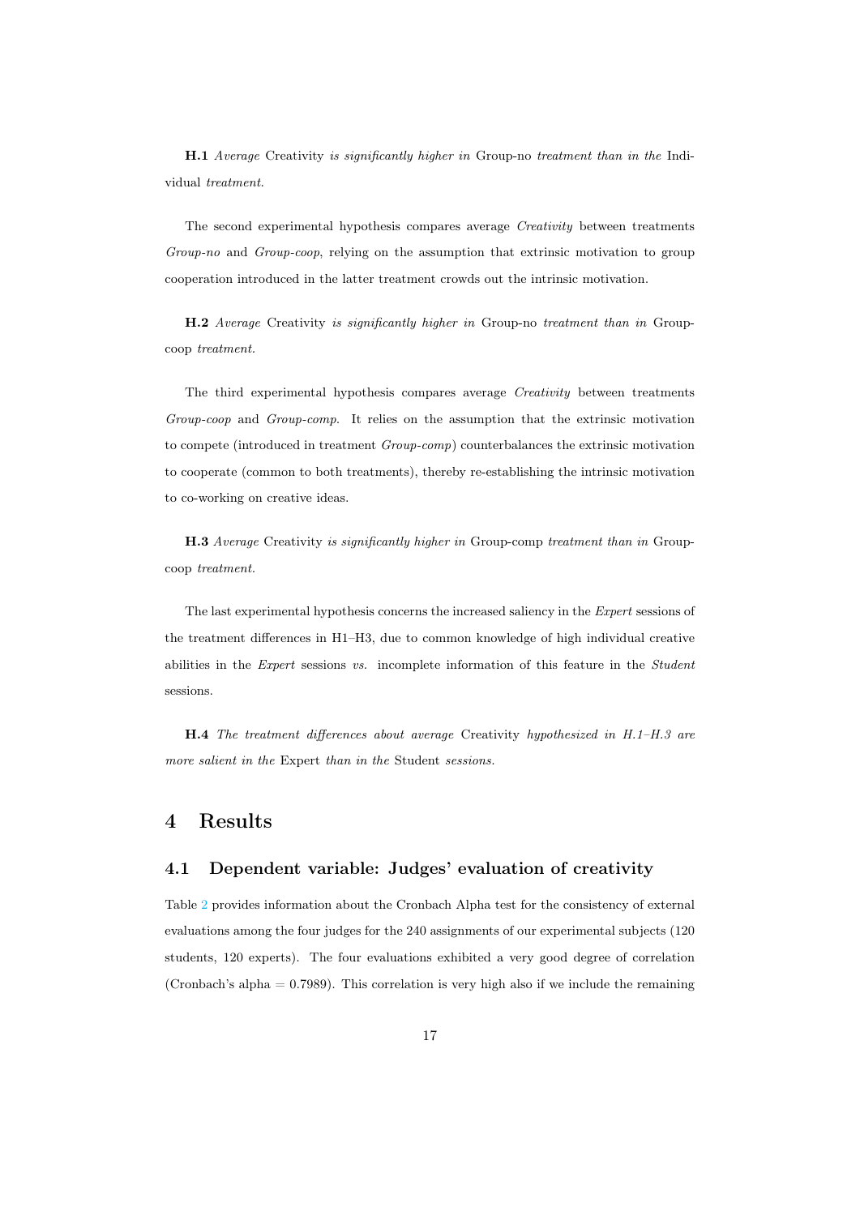**H.1** *Average* Creativity *is significantly higher in* Group-no *treatment than in the* Individual *treatment.*

The second experimental hypothesis compares average *Creativity* between treatments *Group-no* and *Group-coop*, relying on the assumption that extrinsic motivation to group cooperation introduced in the latter treatment crowds out the intrinsic motivation.

**H.2** *Average* Creativity *is significantly higher in* Group-no *treatment than in* Group-coop *treatment.*

The third experimental hypothesis compares average *Creativity* between treatments *Group-coop* and *Group-comp*. It relies on the assumption that the extrinsic motivation to compete (introduced in treatment *Group-comp*) counterbalances the extrinsic motivation to cooperate (common to both treatments), thereby re-establishing the intrinsic motivation to co-working on creative ideas.

**H.3** *Average* Creativity *is significantly higher in* Group-comp *treatment than in* Group-coop *treatment.*

The last experimental hypothesis concerns the increased saliency in the *Expert* sessions of the treatment differences in H1–H3, due to common knowledge of high individual creative abilities in the *Expert* sessions *vs.* incomplete information of this feature in the *Student* sessions.

**H.4** *The treatment differences about average* Creativity *hypothesized in H.1–H.3 are more salient in the* Expert *than in the* Student *sessions.*

# 4 Results

## 4.1 Dependent variable: Judges' evaluation of creativity

Table 2 provides information about the Cronbach Alpha test for the consistency of external evaluations among the four judges for the 240 assignments of our experimental subjects (120 students, 120 experts). The four evaluations exhibited a very good degree of correlation (Cronbach's alpha = 0.7989). This correlation is very high also if we include the remaining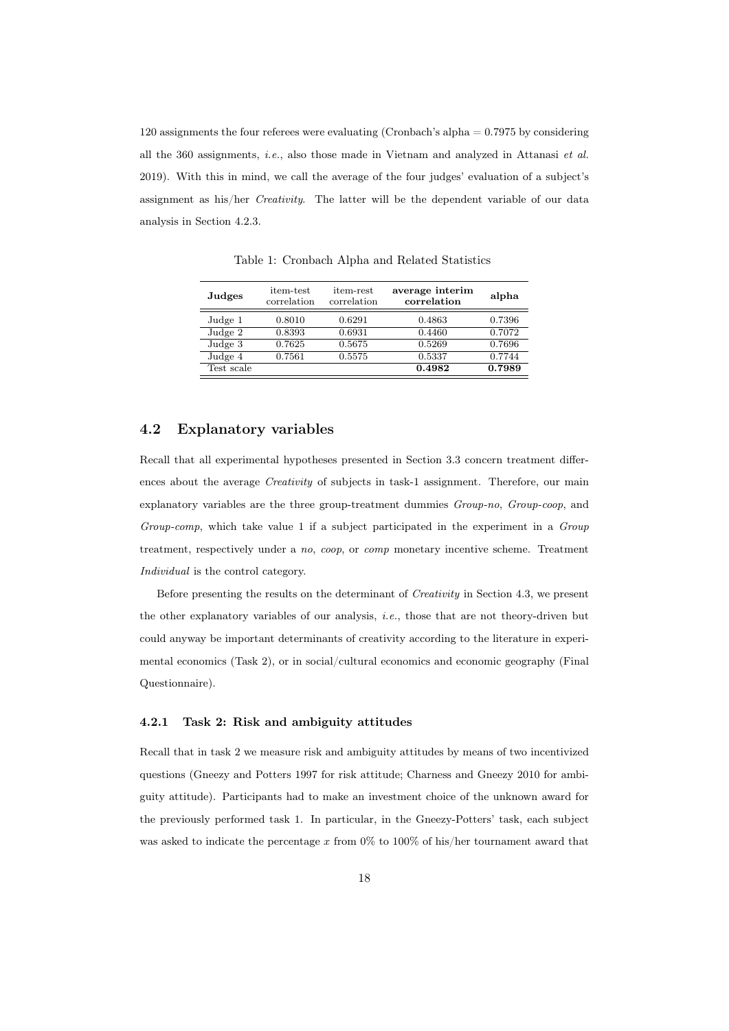120 assignments the four referees were evaluating (Cronbach's alpha = 0.7975 by considering all the 360 assignments, *i.e.*, also those made in Vietnam and analyzed in Attanasi *et al.* 2019). With this in mind, we call the average of the four judges' evaluation of a subject's assignment as his/her *Creativity*. The latter will be the dependent variable of our data analysis in Section 4.2.3.

Table 1: Cronbach Alpha and Related Statistics

| **Judges** | item-test correlation | item-rest correlation | **average interim correlation** | **alpha** |
|---|---|---|---|---|
| Judge 1 | 0.8010 | 0.6291 | 0.4863 | 0.7396 |
| Judge 2 | 0.8393 | 0.6931 | 0.4460 | 0.7072 |
| Judge 3 | 0.7625 | 0.5675 | 0.5269 | 0.7696 |
| Judge 4 | 0.7561 | 0.5575 | 0.5337 | 0.7744 |
| Test scale | | | **0.4982** | **0.7989** |

## 4.2 Explanatory variables

Recall that all experimental hypotheses presented in Section 3.3 concern treatment differences about the average *Creativity* of subjects in task-1 assignment. Therefore, our main explanatory variables are the three group-treatment dummies *Group-no*, *Group-coop*, and *Group-comp*, which take value 1 if a subject participated in the experiment in a *Group* treatment, respectively under a *no*, *coop*, or *comp* monetary incentive scheme. Treatment *Individual* is the control category.

Before presenting the results on the determinant of *Creativity* in Section 4.3, we present the other explanatory variables of our analysis, *i.e.*, those that are not theory-driven but could anyway be important determinants of creativity according to the literature in experimental economics (Task 2), or in social/cultural economics and economic geography (Final Questionnaire).

### 4.2.1 Task 2: Risk and ambiguity attitudes

Recall that in task 2 we measure risk and ambiguity attitudes by means of two incentivized questions (Gneezy and Potters 1997 for risk attitude; Charness and Gneezy 2010 for ambiguity attitude). Participants had to make an investment choice of the unknown award for the previously performed task 1. In particular, in the Gneezy-Potters' task, each subject was asked to indicate the percentage $x$ from 0% to 100% of his/her tournament award that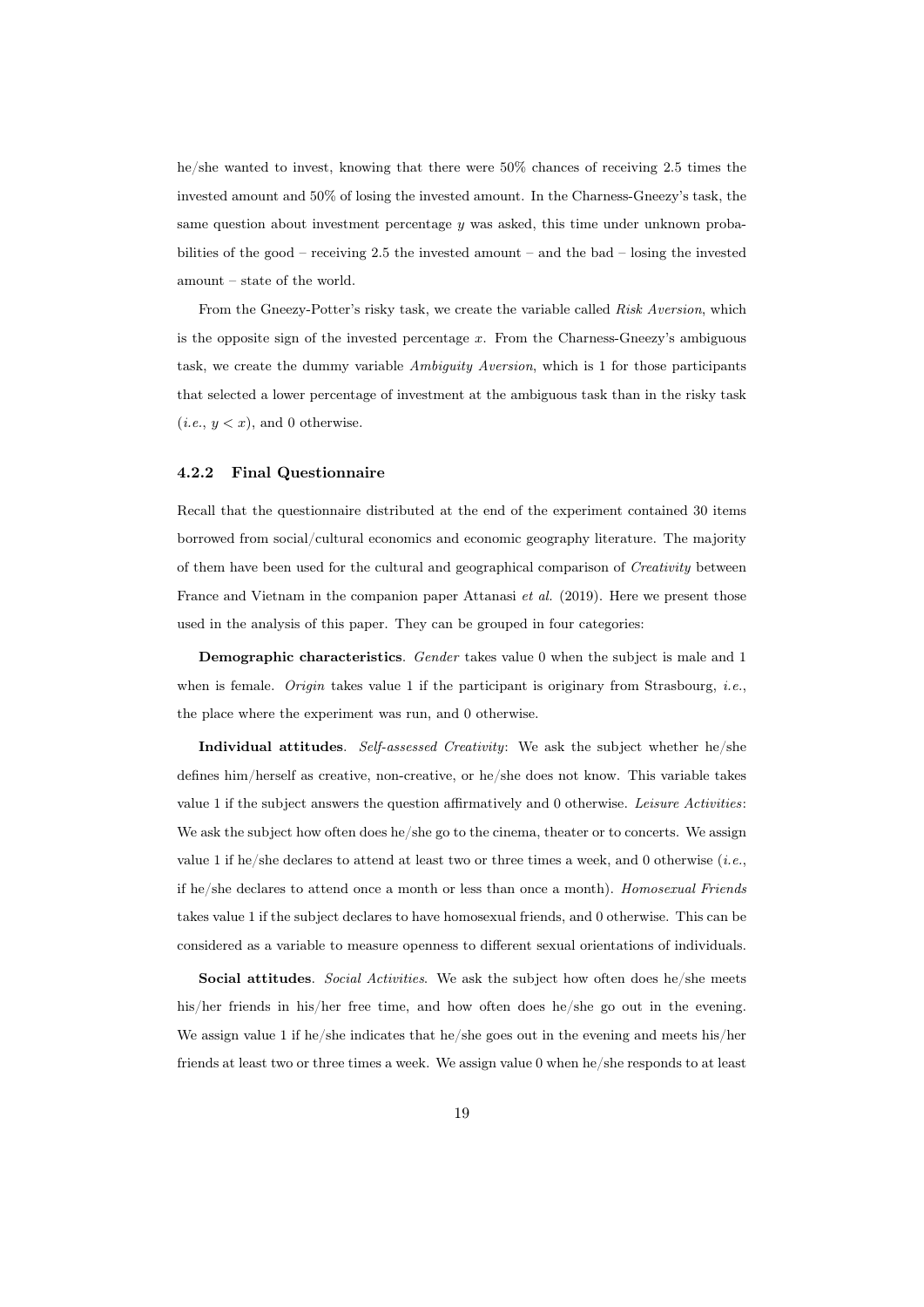he/she wanted to invest, knowing that there were 50% chances of receiving 2.5 times the invested amount and 50% of losing the invested amount. In the Charness-Gneezy's task, the same question about investment percentage $y$ was asked, this time under unknown probabilities of the good – receiving 2.5 the invested amount – and the bad – losing the invested amount – state of the world.

From the Gneezy-Potter's risky task, we create the variable called *Risk Aversion*, which is the opposite sign of the invested percentage $x$. From the Charness-Gneezy's ambiguous task, we create the dummy variable *Ambiguity Aversion*, which is 1 for those participants that selected a lower percentage of investment at the ambiguous task than in the risky task (*i.e.*, $y < x$), and 0 otherwise.

### 4.2.2 Final Questionnaire

Recall that the questionnaire distributed at the end of the experiment contained 30 items borrowed from social/cultural economics and economic geography literature. The majority of them have been used for the cultural and geographical comparison of *Creativity* between France and Vietnam in the companion paper Attanasi *et al.* (2019). Here we present those used in the analysis of this paper. They can be grouped in four categories:

**Demographic characteristics**. *Gender* takes value 0 when the subject is male and 1 when is female. *Origin* takes value 1 if the participant is originary from Strasbourg, *i.e.*, the place where the experiment was run, and 0 otherwise.

**Individual attitudes**. *Self-assessed Creativity*: We ask the subject whether he/she defines him/herself as creative, non-creative, or he/she does not know. This variable takes value 1 if the subject answers the question affirmatively and 0 otherwise. *Leisure Activities*: We ask the subject how often does he/she go to the cinema, theater or to concerts. We assign value 1 if he/she declares to attend at least two or three times a week, and 0 otherwise (*i.e.*, if he/she declares to attend once a month or less than once a month). *Homosexual Friends* takes value 1 if the subject declares to have homosexual friends, and 0 otherwise. This can be considered as a variable to measure openness to different sexual orientations of individuals.

**Social attitudes**. *Social Activities*. We ask the subject how often does he/she meets his/her friends in his/her free time, and how often does he/she go out in the evening. We assign value 1 if he/she indicates that he/she goes out in the evening and meets his/her friends at least two or three times a week. We assign value 0 when he/she responds to at least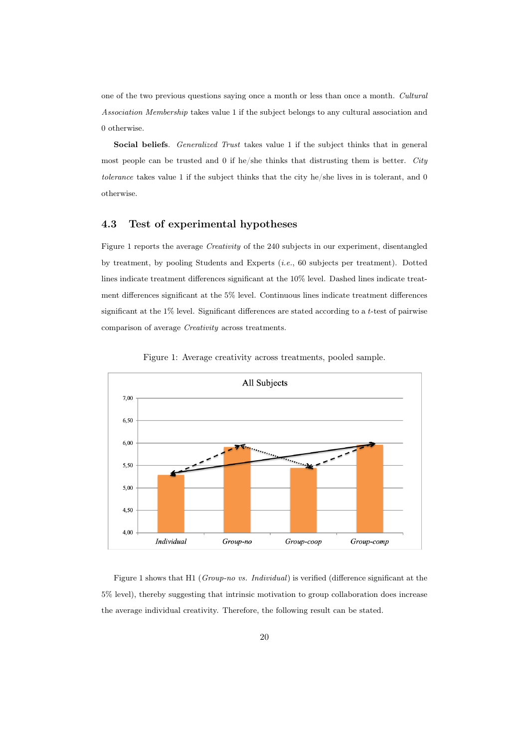one of the two previous questions saying once a month or less than once a month. *Cultural Association Membership* takes value 1 if the subject belongs to any cultural association and 0 otherwise.

**Social beliefs**. *Generalized Trust* takes value 1 if the subject thinks that in general most people can be trusted and 0 if he/she thinks that distrusting them is better. *City tolerance* takes value 1 if the subject thinks that the city he/she lives in is tolerant, and 0 otherwise.

## 4.3 Test of experimental hypotheses

Figure 1 reports the average *Creativity* of the 240 subjects in our experiment, disentangled by treatment, by pooling Students and Experts (*i.e.*, 60 subjects per treatment). Dotted lines indicate treatment differences significant at the 10% level. Dashed lines indicate treatment differences significant at the 5% level. Continuous lines indicate treatment differences significant at the 1% level. Significant differences are stated according to a $t$-test of pairwise comparison of average *Creativity* across treatments.

Figure 1: Average creativity across treatments, pooled sample.

Figure 1 shows that H1 (*Group-no vs. Individual*) is verified (difference significant at the 5% level), thereby suggesting that intrinsic motivation to group collaboration does increase the average individual creativity. Therefore, the following result can be stated.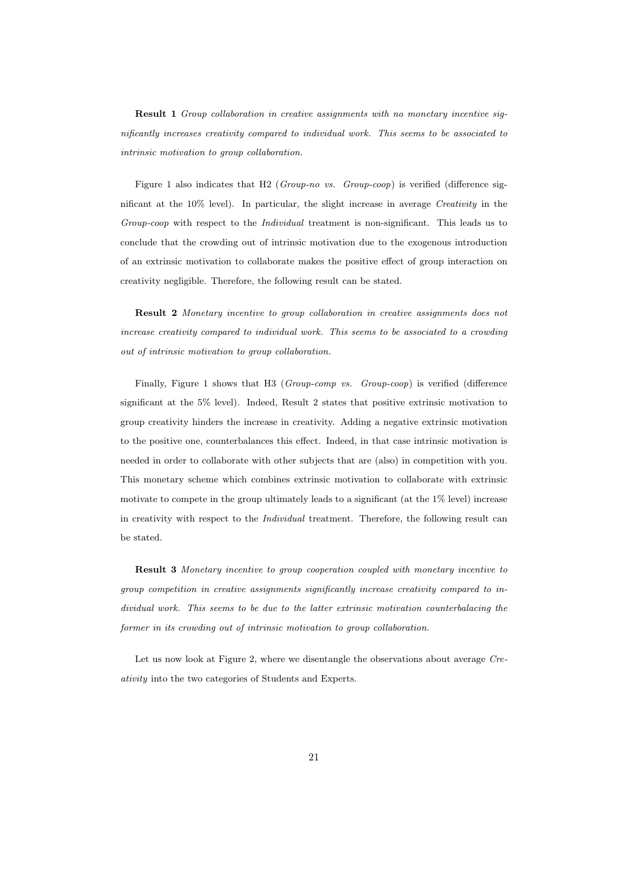**Result 1** *Group collaboration in creative assignments with no monetary incentive significantly increases creativity compared to individual work. This seems to be associated to intrinsic motivation to group collaboration.*

Figure 1 also indicates that H2 (*Group-no vs. Group-coop*) is verified (difference significant at the 10% level). In particular, the slight increase in average *Creativity* in the *Group-coop* with respect to the *Individual* treatment is non-significant. This leads us to conclude that the crowding out of intrinsic motivation due to the exogenous introduction of an extrinsic motivation to collaborate makes the positive effect of group interaction on creativity negligible. Therefore, the following result can be stated.

**Result 2** *Monetary incentive to group collaboration in creative assignments does not increase creativity compared to individual work. This seems to be associated to a crowding out of intrinsic motivation to group collaboration.*

Finally, Figure 1 shows that H3 (*Group-comp vs. Group-coop*) is verified (difference significant at the 5% level). Indeed, Result 2 states that positive extrinsic motivation to group creativity hinders the increase in creativity. Adding a negative extrinsic motivation to the positive one, counterbalances this effect. Indeed, in that case intrinsic motivation is needed in order to collaborate with other subjects that are (also) in competition with you. This monetary scheme which combines extrinsic motivation to collaborate with extrinsic motivate to compete in the group ultimately leads to a significant (at the 1% level) increase in creativity with respect to the *Individual* treatment. Therefore, the following result can be stated.

**Result 3** *Monetary incentive to group cooperation coupled with monetary incentive to group competition in creative assignments significantly increase creativity compared to individual work. This seems to be due to the latter extrinsic motivation counterbalacing the former in its crowding out of intrinsic motivation to group collaboration.*

Let us now look at Figure 2, where we disentangle the observations about average *Creativity* into the two categories of Students and Experts.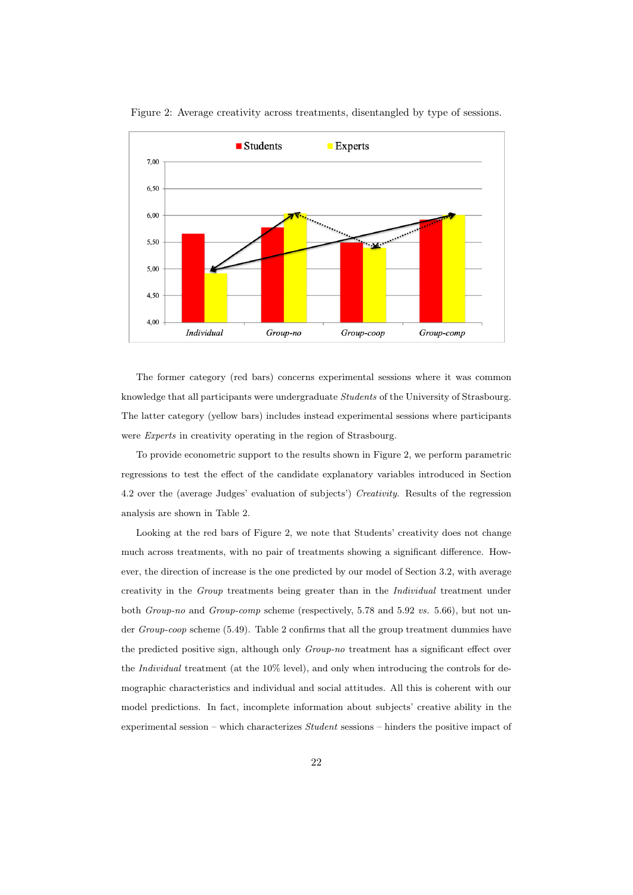Figure 2: Average creativity across treatments, disentangled by type of sessions.

The former category (red bars) concerns experimental sessions where it was common knowledge that all participants were undergraduate *Students* of the University of Strasbourg. The latter category (yellow bars) includes instead experimental sessions where participants were *Experts* in creativity operating in the region of Strasbourg.

To provide econometric support to the results shown in Figure 2, we perform parametric regressions to test the effect of the candidate explanatory variables introduced in Section 4.2 over the (average Judges' evaluation of subjects') *Creativity*. Results of the regression analysis are shown in Table 2.

Looking at the red bars of Figure 2, we note that Students' creativity does not change much across treatments, with no pair of treatments showing a significant difference. However, the direction of increase is the one predicted by our model of Section 3.2, with average creativity in the *Group* treatments being greater than in the *Individual* treatment under both *Group-no* and *Group-comp* scheme (respectively, 5.78 and 5.92 *vs.* 5.66), but not under *Group-coop* scheme (5.49). Table 2 confirms that all the group treatment dummies have the predicted positive sign, although only *Group-no* treatment has a significant effect over the *Individual* treatment (at the 10% level), and only when introducing the controls for demographic characteristics and individual and social attitudes. All this is coherent with our model predictions. In fact, incomplete information about subjects' creative ability in the experimental session – which characterizes *Student* sessions – hinders the positive impact of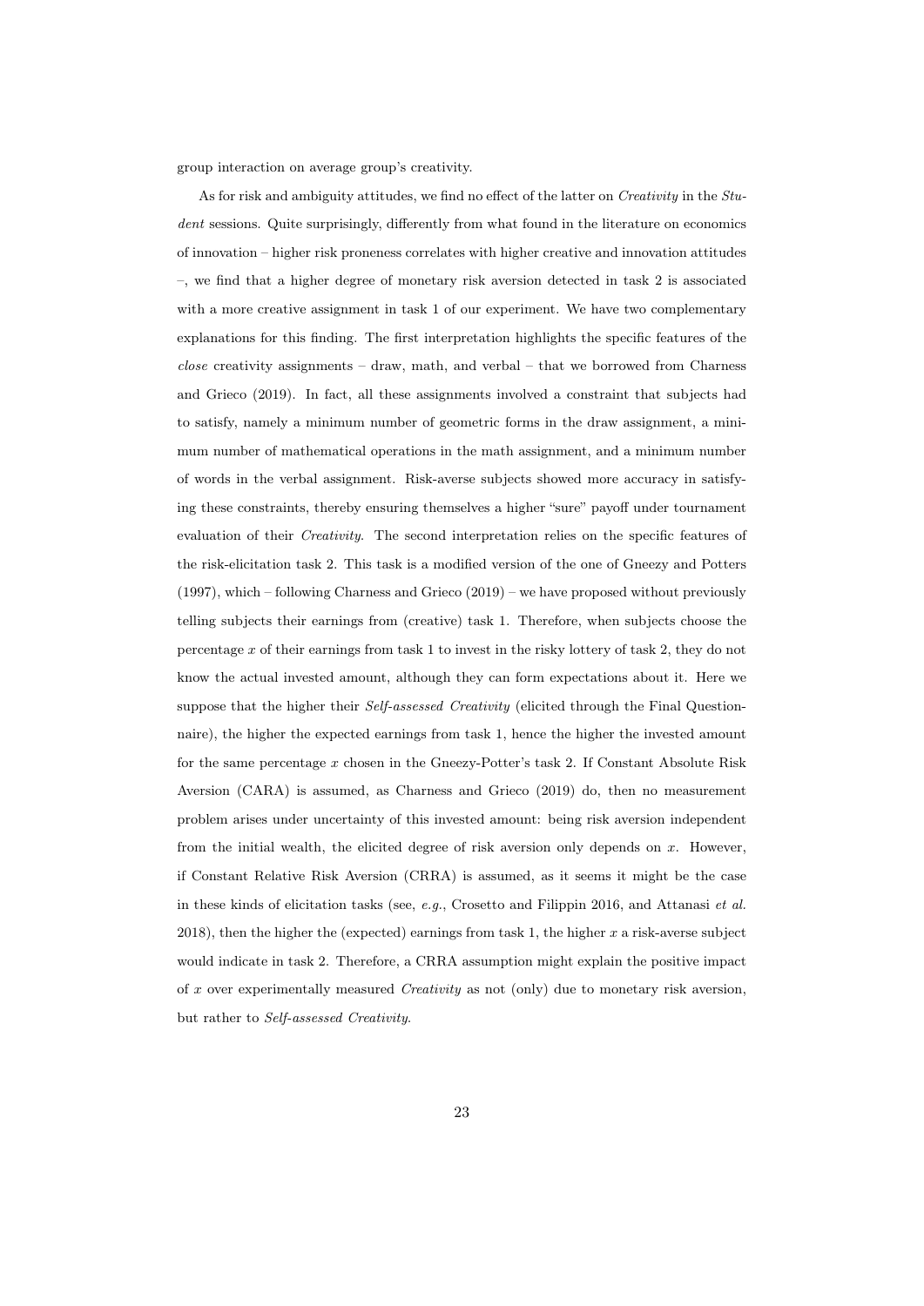group interaction on average group's creativity.

As for risk and ambiguity attitudes, we find no effect of the latter on *Creativity* in the *Student* sessions. Quite surprisingly, differently from what found in the literature on economics of innovation – higher risk proneness correlates with higher creative and innovation attitudes –, we find that a higher degree of monetary risk aversion detected in task 2 is associated with a more creative assignment in task 1 of our experiment. We have two complementary explanations for this finding. The first interpretation highlights the specific features of the *close* creativity assignments – draw, math, and verbal – that we borrowed from Charness and Grieco (2019). In fact, all these assignments involved a constraint that subjects had to satisfy, namely a minimum number of geometric forms in the draw assignment, a minimum number of mathematical operations in the math assignment, and a minimum number of words in the verbal assignment. Risk-averse subjects showed more accuracy in satisfying these constraints, thereby ensuring themselves a higher "sure" payoff under tournament evaluation of their *Creativity*. The second interpretation relies on the specific features of the risk-elicitation task 2. This task is a modified version of the one of Gneezy and Potters (1997), which – following Charness and Grieco (2019) – we have proposed without previously telling subjects their earnings from (creative) task 1. Therefore, when subjects choose the percentage $x$ of their earnings from task 1 to invest in the risky lottery of task 2, they do not know the actual invested amount, although they can form expectations about it. Here we suppose that the higher their *Self-assessed Creativity* (elicited through the Final Questionnaire), the higher the expected earnings from task 1, hence the higher the invested amount for the same percentage $x$ chosen in the Gneezy-Potter's task 2. If Constant Absolute Risk Aversion (CARA) is assumed, as Charness and Grieco (2019) do, then no measurement problem arises under uncertainty of this invested amount: being risk aversion independent from the initial wealth, the elicited degree of risk aversion only depends on $x$. However, if Constant Relative Risk Aversion (CRRA) is assumed, as it seems it might be the case in these kinds of elicitation tasks (see, *e.g.*, Crosetto and Filippin 2016, and Attanasi *et al.* 2018), then the higher the (expected) earnings from task 1, the higher $x$ a risk-averse subject would indicate in task 2. Therefore, a CRRA assumption might explain the positive impact of $x$ over experimentally measured *Creativity* as not (only) due to monetary risk aversion, but rather to *Self-assessed Creativity*.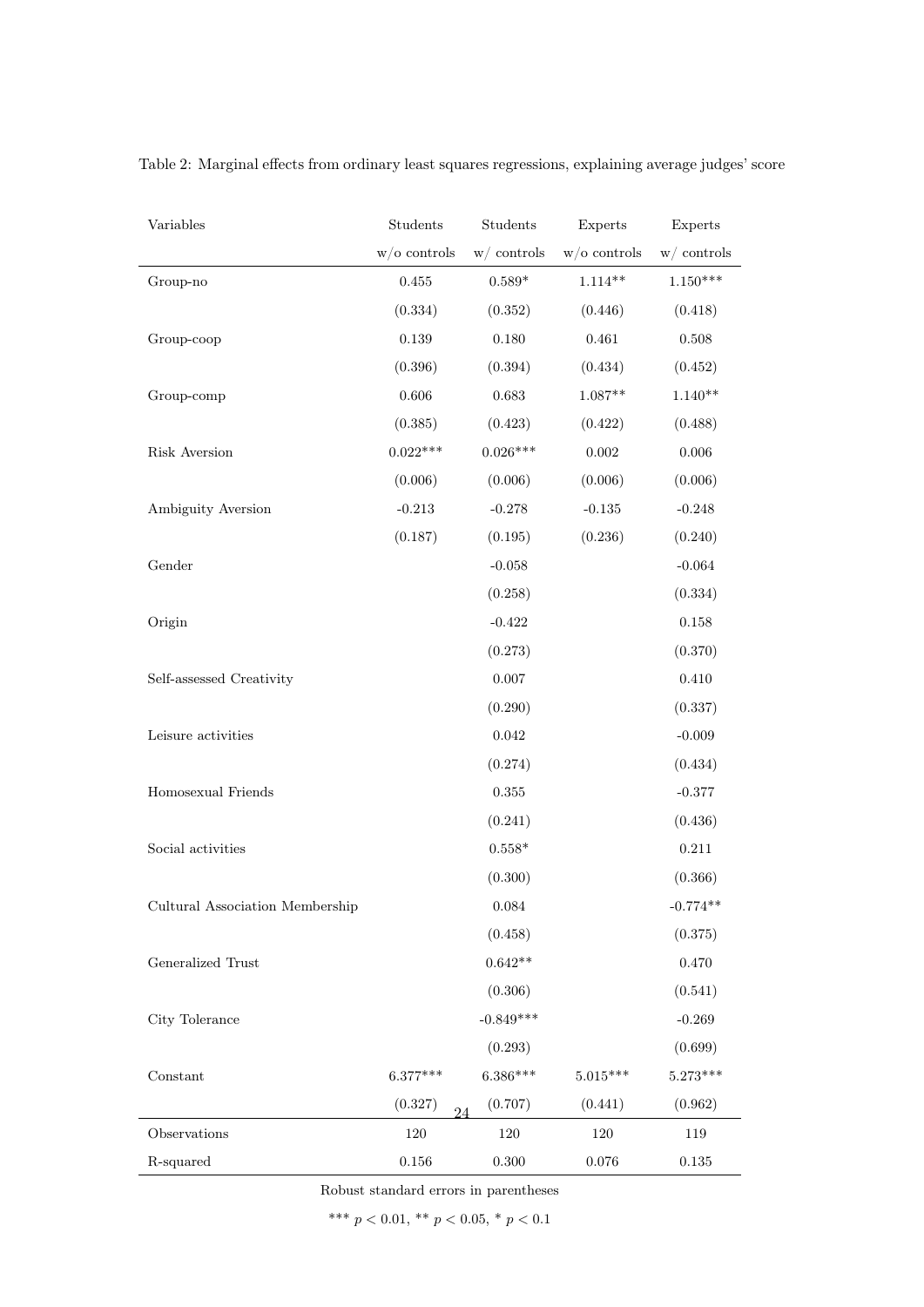Table 2: Marginal effects from ordinary least squares regressions, explaining average judges' score

| Variables | Students w/o controls | Students w/ controls | Experts w/o controls | Experts w/ controls |
|---|---|---|---|---|
| Group-no | 0.455 | 0.589* | 1.114** | 1.150*** |
| | (0.334) | (0.352) | (0.446) | (0.418) |
| Group-coop | 0.139 | 0.180 | 0.461 | 0.508 |
| | (0.396) | (0.394) | (0.434) | (0.452) |
| Group-comp | 0.606 | 0.683 | 1.087** | 1.140** |
| | (0.385) | (0.423) | (0.422) | (0.488) |
| Risk Aversion | 0.022*** | 0.026*** | 0.002 | 0.006 |
| | (0.006) | (0.006) | (0.006) | (0.006) |
| Ambiguity Aversion | -0.213 | -0.278 | -0.135 | -0.248 |
| | (0.187) | (0.195) | (0.236) | (0.240) |
| Gender | | -0.058 | | -0.064 |
| | | (0.258) | | (0.334) |
| Origin | | -0.422 | | 0.158 |
| | | (0.273) | | (0.370) |
| Self-assessed Creativity | | 0.007 | | 0.410 |
| | | (0.290) | | (0.337) |
| Leisure activities | | 0.042 | | -0.009 |
| | | (0.274) | | (0.434) |
| Homosexual Friends | | 0.355 | | -0.377 |
| | | (0.241) | | (0.436) |
| Social activities | | 0.558* | | 0.211 |
| | | (0.300) | | (0.366) |
| Cultural Association Membership | | 0.084 | | -0.774** |
| | | (0.458) | | (0.375) |
| Generalized Trust | | 0.642** | | 0.470 |
| | | (0.306) | | (0.541) |
| City Tolerance | | -0.849*** | | -0.269 |
| | | (0.293) | | (0.699) |
| Constant | 6.377*** | 6.386*** | 5.015*** | 5.273*** |
| | (0.327) | (0.707) | (0.441) | (0.962) |
| Observations | 120 | 120 | 120 | 119 |
| R-squared | 0.156 | 0.300 | 0.076 | 0.135 |

Robust standard errors in parentheses

*** $p < 0.01$, ** $p < 0.05$, * $p < 0.1$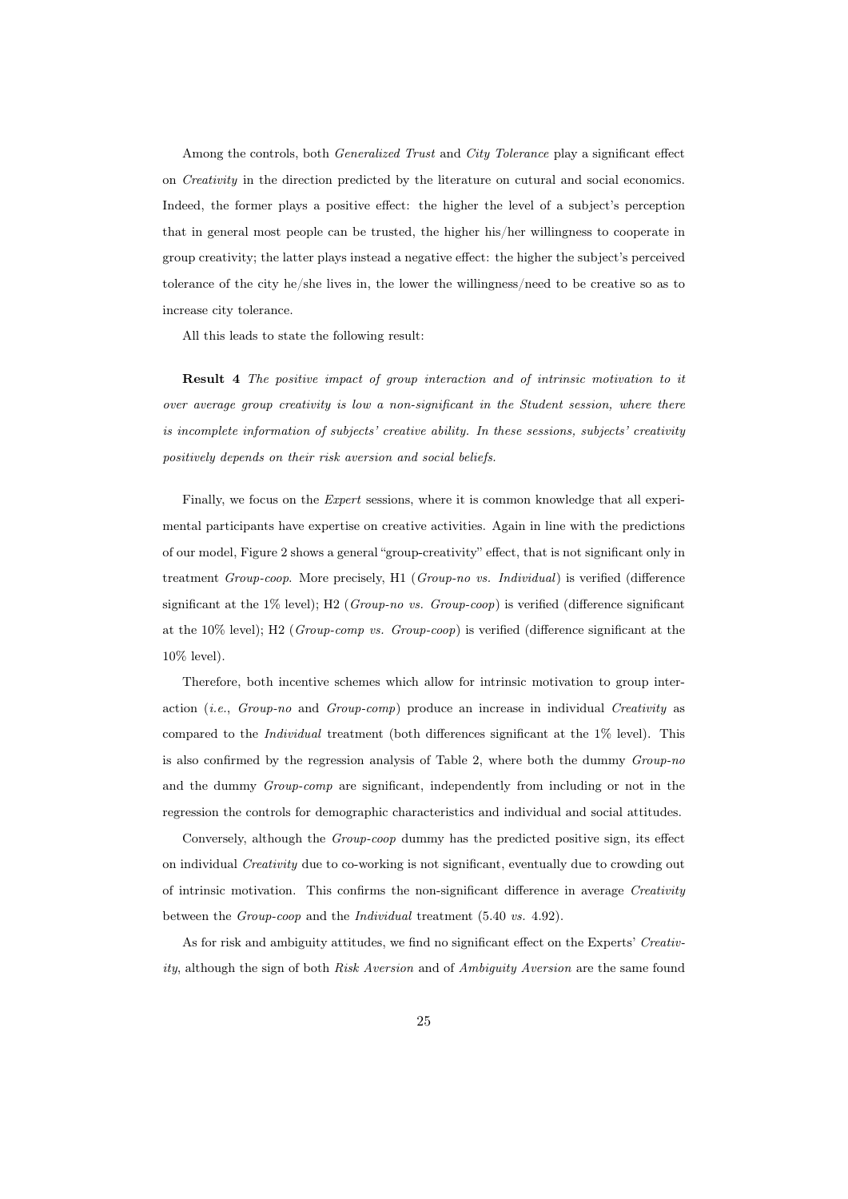Among the controls, both *Generalized Trust* and *City Tolerance* play a significant effect on *Creativity* in the direction predicted by the literature on cutural and social economics. Indeed, the former plays a positive effect: the higher the level of a subject's perception that in general most people can be trusted, the higher his/her willingness to cooperate in group creativity; the latter plays instead a negative effect: the higher the subject's perceived tolerance of the city he/she lives in, the lower the willingness/need to be creative so as to increase city tolerance.

All this leads to state the following result:

**Result 4** *The positive impact of group interaction and of intrinsic motivation to it over average group creativity is low a non-significant in the Student session, where there is incomplete information of subjects' creative ability. In these sessions, subjects' creativity positively depends on their risk aversion and social beliefs.*

Finally, we focus on the *Expert* sessions, where it is common knowledge that all experimental participants have expertise on creative activities. Again in line with the predictions of our model, Figure 2 shows a general "group-creativity" effect, that is not significant only in treatment *Group-coop*. More precisely, H1 (*Group-no vs. Individual*) is verified (difference significant at the 1% level); H2 (*Group-no vs. Group-coop*) is verified (difference significant at the 10% level); H2 (*Group-comp vs. Group-coop*) is verified (difference significant at the 10% level).

Therefore, both incentive schemes which allow for intrinsic motivation to group interaction (*i.e.*, *Group-no* and *Group-comp*) produce an increase in individual *Creativity* as compared to the *Individual* treatment (both differences significant at the 1% level). This is also confirmed by the regression analysis of Table 2, where both the dummy *Group-no* and the dummy *Group-comp* are significant, independently from including or not in the regression the controls for demographic characteristics and individual and social attitudes.

Conversely, although the *Group-coop* dummy has the predicted positive sign, its effect on individual *Creativity* due to co-working is not significant, eventually due to crowding out of intrinsic motivation. This confirms the non-significant difference in average *Creativity* between the *Group-coop* and the *Individual* treatment (5.40 *vs.* 4.92).

As for risk and ambiguity attitudes, we find no significant effect on the Experts' *Creativity*, although the sign of both *Risk Aversion* and of *Ambiguity Aversion* are the same found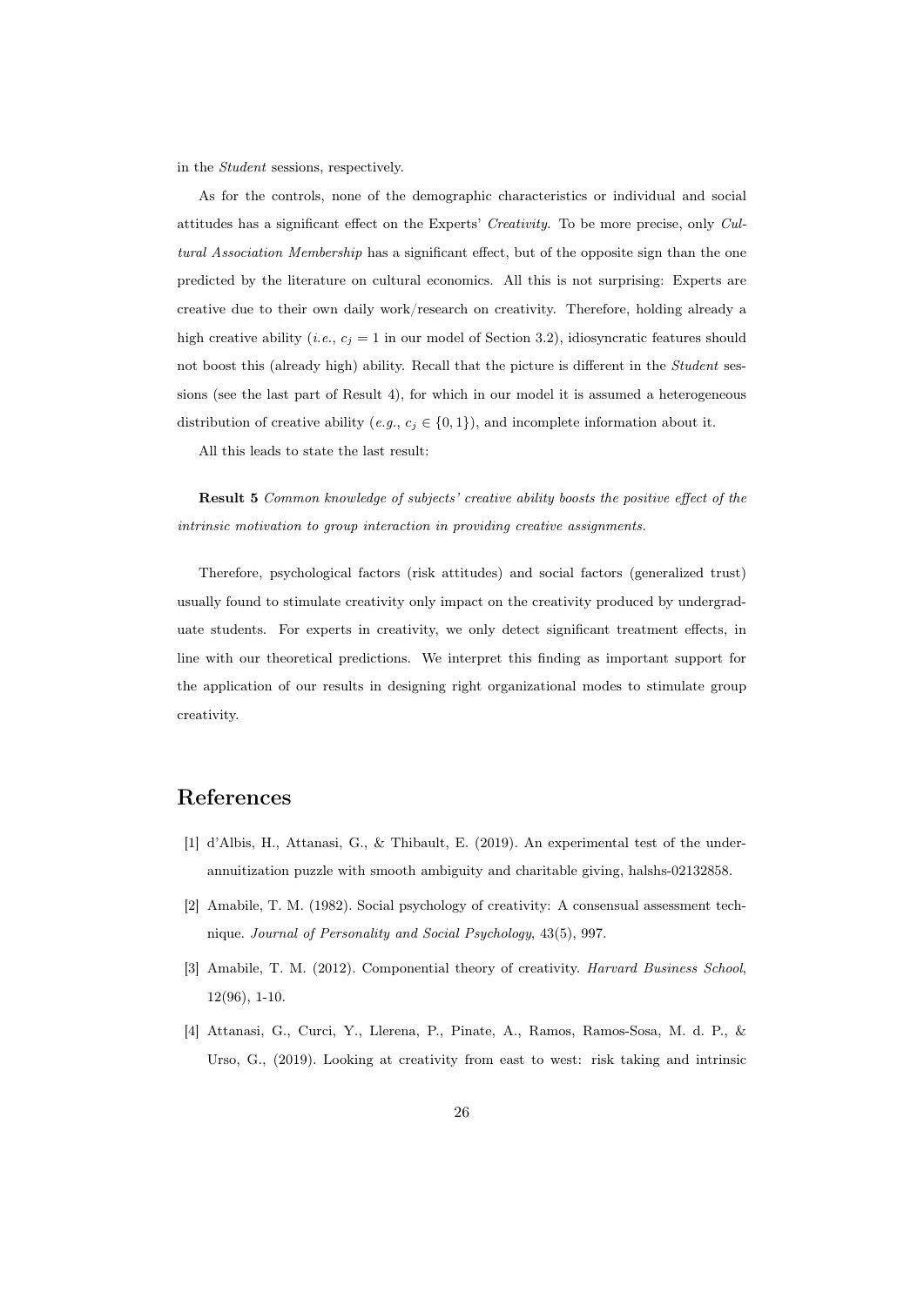in the *Student* sessions, respectively.

As for the controls, none of the demographic characteristics or individual and social attitudes has a significant effect on the Experts' *Creativity*. To be more precise, only *Cultural Association Membership* has a significant effect, but of the opposite sign than the one predicted by the literature on cultural economics. All this is not surprising: Experts are creative due to their own daily work/research on creativity. Therefore, holding already a high creative ability (*i.e.*, $c_j = 1$ in our model of Section 3.2), idiosyncratic features should not boost this (already high) ability. Recall that the picture is different in the *Student* sessions (see the last part of Result 4), for which in our model it is assumed a heterogeneous distribution of creative ability (*e.g.*, $c_j \in \{0, 1\}$), and incomplete information about it.

All this leads to state the last result:

**Result 5** *Common knowledge of subjects' creative ability boosts the positive effect of the intrinsic motivation to group interaction in providing creative assignments.*

Therefore, psychological factors (risk attitudes) and social factors (generalized trust) usually found to stimulate creativity only impact on the creativity produced by undergraduate students. For experts in creativity, we only detect significant treatment effects, in line with our theoretical predictions. We interpret this finding as important support for the application of our results in designing right organizational modes to stimulate group creativity.

# References

[1] d'Albis, H., Attanasi, G., & Thibault, E. (2019). An experimental test of the under-annuitization puzzle with smooth ambiguity and charitable giving, halshs-02132858.

[2] Amabile, T. M. (1982). Social psychology of creativity: A consensual assessment technique. *Journal of Personality and Social Psychology*, 43(5), 997.

[3] Amabile, T. M. (2012). Componential theory of creativity. *Harvard Business School*, 12(96), 1-10.

[4] Attanasi, G., Curci, Y., Llerena, P., Pinate, A., Ramos, Ramos-Sosa, M. d. P., & Urso, G., (2019). Looking at creativity from east to west: risk taking and intrinsic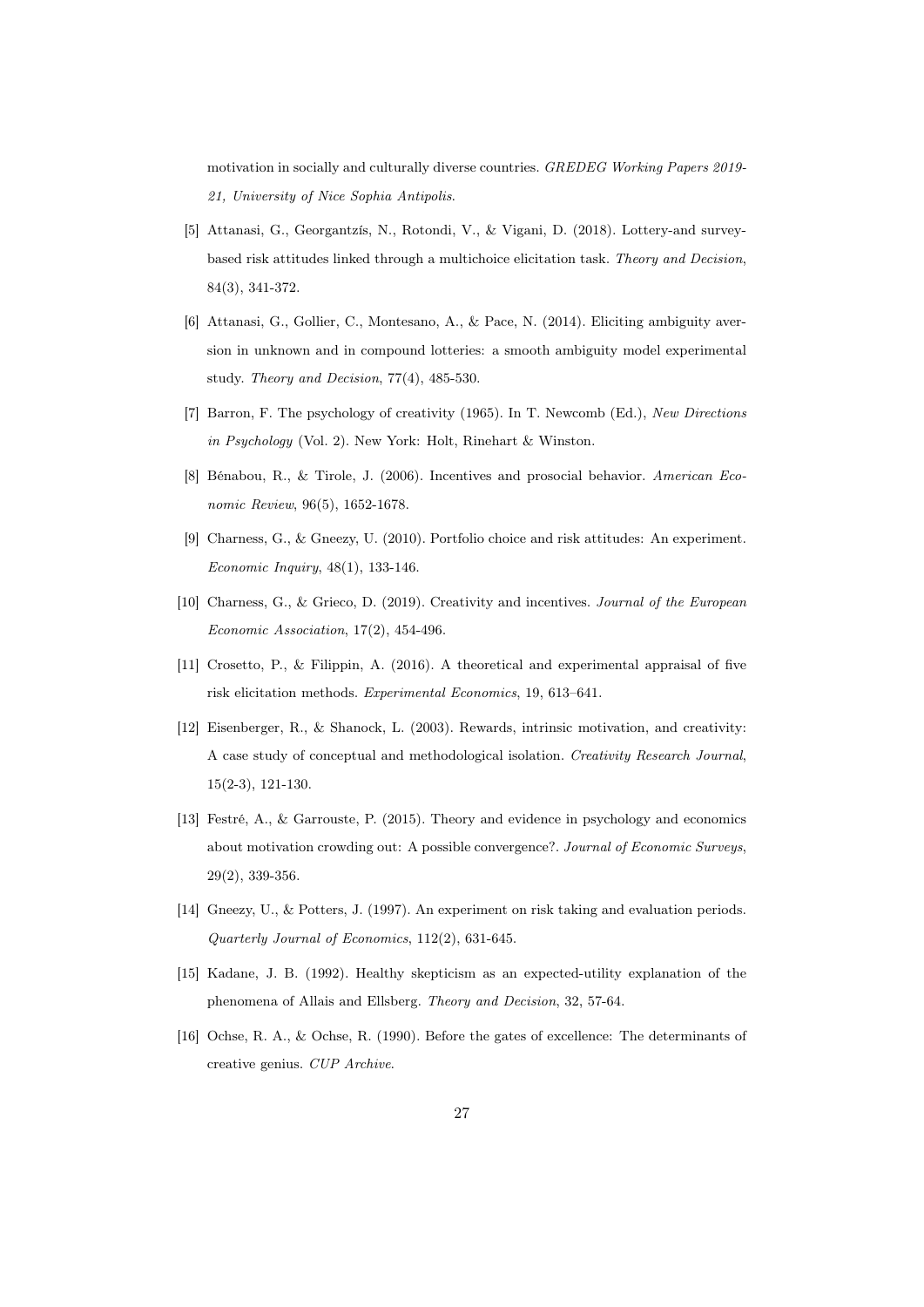motivation in socially and culturally diverse countries. *GREDEG Working Papers 2019-21, University of Nice Sophia Antipolis*.

[5] Attanasi, G., Georgantzís, N., Rotondi, V., & Vigani, D. (2018). Lottery-and survey-based risk attitudes linked through a multichoice elicitation task. *Theory and Decision*, 84(3), 341-372.

[6] Attanasi, G., Gollier, C., Montesano, A., & Pace, N. (2014). Eliciting ambiguity aversion in unknown and in compound lotteries: a smooth ambiguity model experimental study. *Theory and Decision*, 77(4), 485-530.

[7] Barron, F. The psychology of creativity (1965). In T. Newcomb (Ed.), *New Directions in Psychology* (Vol. 2). New York: Holt, Rinehart & Winston.

[8] Bénabou, R., & Tirole, J. (2006). Incentives and prosocial behavior. *American Economic Review*, 96(5), 1652-1678.

[9] Charness, G., & Gneezy, U. (2010). Portfolio choice and risk attitudes: An experiment. *Economic Inquiry*, 48(1), 133-146.

[10] Charness, G., & Grieco, D. (2019). Creativity and incentives. *Journal of the European Economic Association*, 17(2), 454-496.

[11] Crosetto, P., & Filippin, A. (2016). A theoretical and experimental appraisal of five risk elicitation methods. *Experimental Economics*, 19, 613–641.

[12] Eisenberger, R., & Shanock, L. (2003). Rewards, intrinsic motivation, and creativity: A case study of conceptual and methodological isolation. *Creativity Research Journal*, 15(2-3), 121-130.

[13] Festré, A., & Garrouste, P. (2015). Theory and evidence in psychology and economics about motivation crowding out: A possible convergence?. *Journal of Economic Surveys*, 29(2), 339-356.

[14] Gneezy, U., & Potters, J. (1997). An experiment on risk taking and evaluation periods. *Quarterly Journal of Economics*, 112(2), 631-645.

[15] Kadane, J. B. (1992). Healthy skepticism as an expected-utility explanation of the phenomena of Allais and Ellsberg. *Theory and Decision*, 32, 57-64.

[16] Ochse, R. A., & Ochse, R. (1990). Before the gates of excellence: The determinants of creative genius. *CUP Archive*.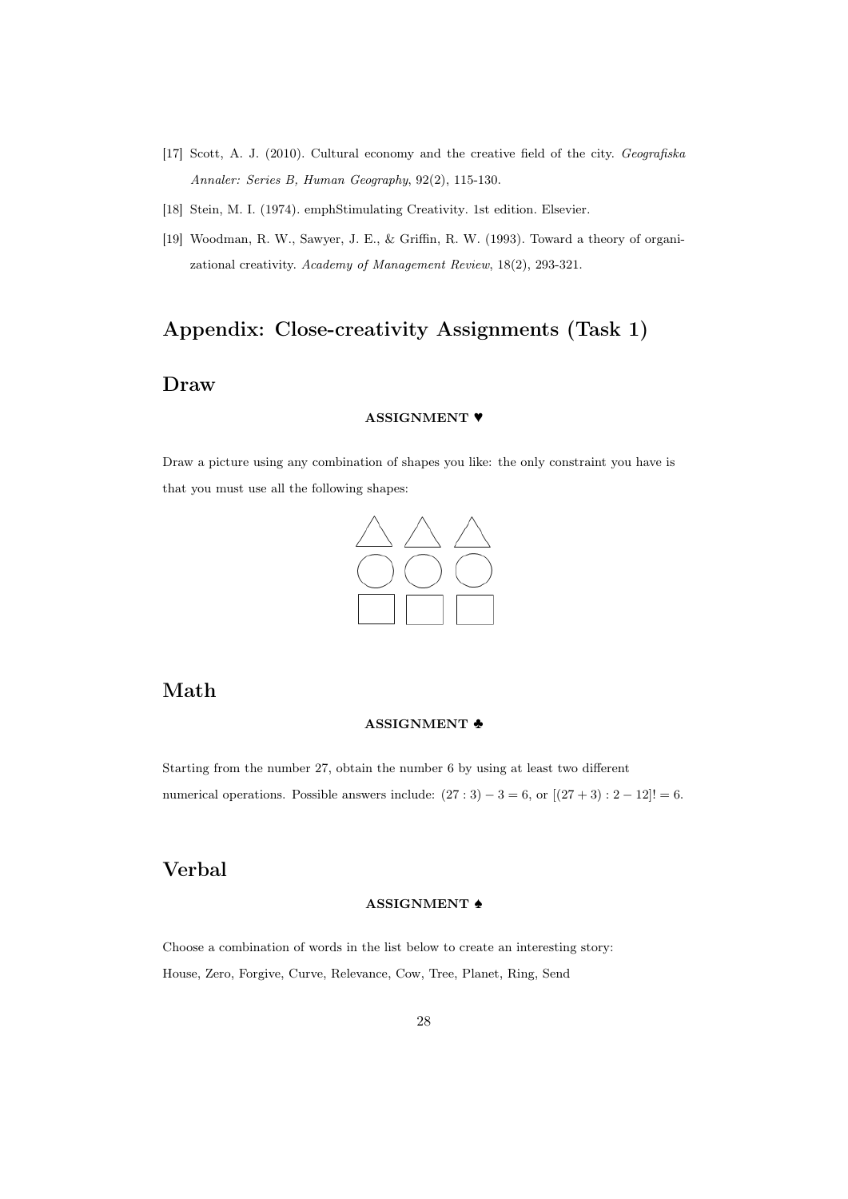[17] Scott, A. J. (2010). Cultural economy and the creative field of the city. *Geografiska Annaler: Series B, Human Geography*, 92(2), 115-130.

[18] Stein, M. I. (1974). emphStimulating Creativity. 1st edition. Elsevier.

[19] Woodman, R. W., Sawyer, J. E., & Griffin, R. W. (1993). Toward a theory of organizational creativity. *Academy of Management Review*, 18(2), 293-321.

# Appendix: Close-creativity Assignments (Task 1)

## Draw

**ASSIGNMENT ♥**

Draw a picture using any combination of shapes you like: the only constraint you have is that you must use all the following shapes:

## Math

**ASSIGNMENT ♣**

Starting from the number 27, obtain the number 6 by using at least two different numerical operations. Possible answers include: $(27 : 3) - 3 = 6$, or $[(27 + 3) : 2 - 12]! = 6$.

## Verbal

**ASSIGNMENT ♠**

Choose a combination of words in the list below to create an interesting story:
House, Zero, Forgive, Curve, Relevance, Cow, Tree, Planet, Ring, Send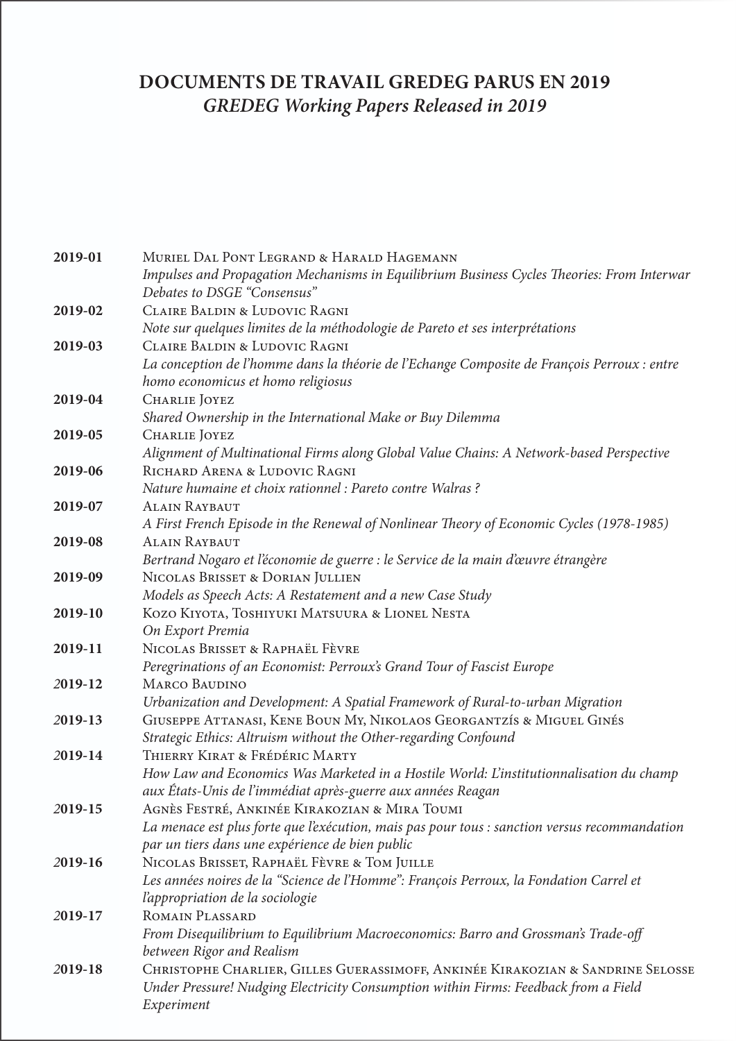# DOCUMENTS DE TRAVAIL GREDEG PARUS EN 2019
## *GREDEG Working Papers Released in 2019*

**2019-01** Muriel Dal Pont Legrand & Harald Hagemann
*Impulses and Propagation Mechanisms in Equilibrium Business Cycles Theories: From Interwar Debates to DSGE "Consensus"*

**2019-02** Claire Baldin & Ludovic Ragni
*Note sur quelques limites de la méthodologie de Pareto et ses interprétations*

**2019-03** Claire Baldin & Ludovic Ragni
*La conception de l'homme dans la théorie de l'Echange Composite de François Perroux : entre homo economicus et homo religiosus*

**2019-04** Charlie Joyez
*Shared Ownership in the International Make or Buy Dilemma*

**2019-05** Charlie Joyez
*Alignment of Multinational Firms along Global Value Chains: A Network-based Perspective*

**2019-06** Richard Arena & Ludovic Ragni
*Nature humaine et choix rationnel : Pareto contre Walras ?*

**2019-07** Alain Raybaut
*A First French Episode in the Renewal of Nonlinear Theory of Economic Cycles (1978-1985)*

**2019-08** Alain Raybaut
*Bertrand Nogaro et l'économie de guerre : le Service de la main d'œuvre étrangère*

**2019-09** Nicolas Brisset & Dorian Jullien
*Models as Speech Acts: A Restatement and a new Case Study*

**2019-10** Kozo Kiyota, Toshiyuki Matsuura & Lionel Nesta
*On Export Premia*

**2019-11** Nicolas Brisset & Raphaël Fèvre
*Peregrinations of an Economist: Perroux's Grand Tour of Fascist Europe*

**2019-12** Marco Baudino
*Urbanization and Development: A Spatial Framework of Rural-to-urban Migration*

**2019-13** Giuseppe Attanasi, Kene Boun My, Nikolaos Georgantzís & Miguel Ginés
*Strategic Ethics: Altruism without the Other-regarding Confound*

**2019-14** Thierry Kirat & Frédéric Marty
*How Law and Economics Was Marketed in a Hostile World: L'institutionnalisation du champ aux États-Unis de l'immédiat après-guerre aux années Reagan*

**2019-15** Agnès Festré, Ankinée Kirakozian & Mira Toumi
*La menace est plus forte que l'exécution, mais pas pour tous : sanction versus recommandation par un tiers dans une expérience de bien public*

**2019-16** Nicolas Brisset, Raphaël Fèvre & Tom Juille
*Les années noires de la "Science de l'Homme": François Perroux, la Fondation Carrel et l'appropriation de la sociologie*

**2019-17** Romain Plassard
*From Disequilibrium to Equilibrium Macroeconomics: Barro and Grossman's Trade-off between Rigor and Realism*

**2019-18** Christophe Charlier, Gilles Guerassimoff, Ankinée Kirakozian & Sandrine Selosse
*Under Pressure! Nudging Electricity Consumption within Firms: Feedback from a Field Experiment*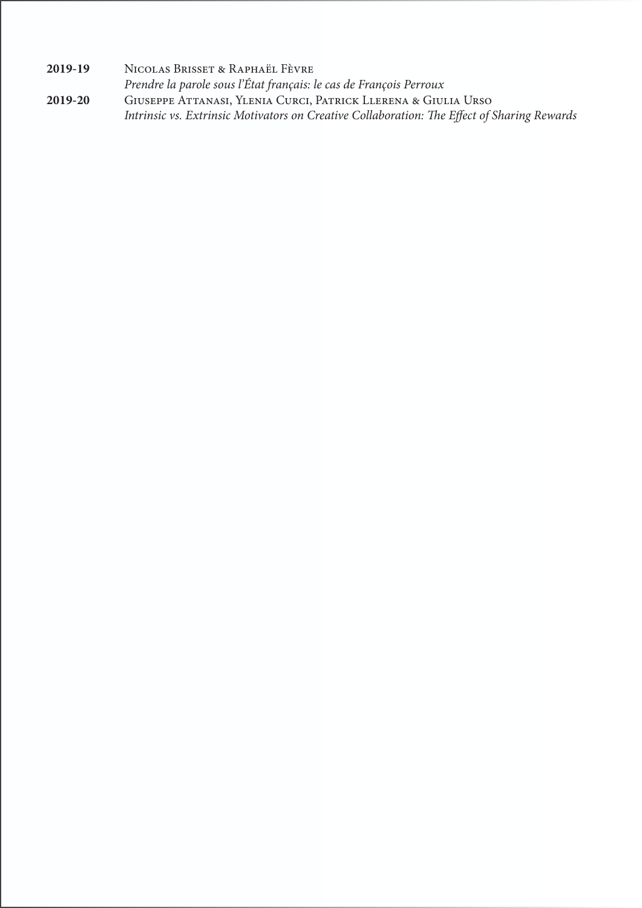**2019-19** Nicolas Brisset & Raphaël Fèvre
*Prendre la parole sous l'État français: le cas de François Perroux*

**2019-20** Giuseppe Attanasi, Ylenia Curci, Patrick Llerena & Giulia Urso
*Intrinsic vs. Extrinsic Motivators on Creative Collaboration: The Effect of Sharing Rewards*